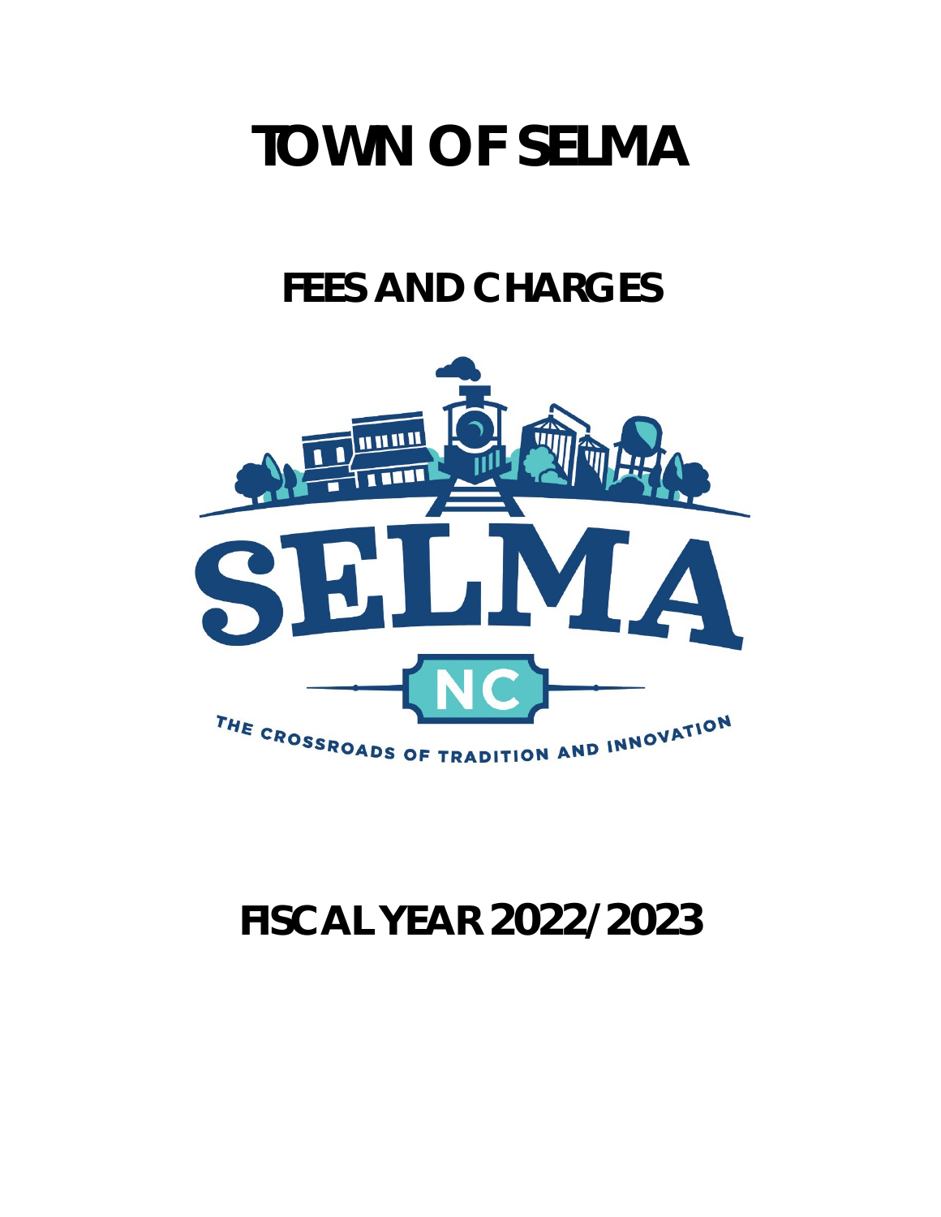# TOWN OF SELMA

## FEES AND CHARGES

SELMA

NC

THE CROSSROADS OF TRADITION AND INNOVATION

## FISCAL YEAR 2022/2023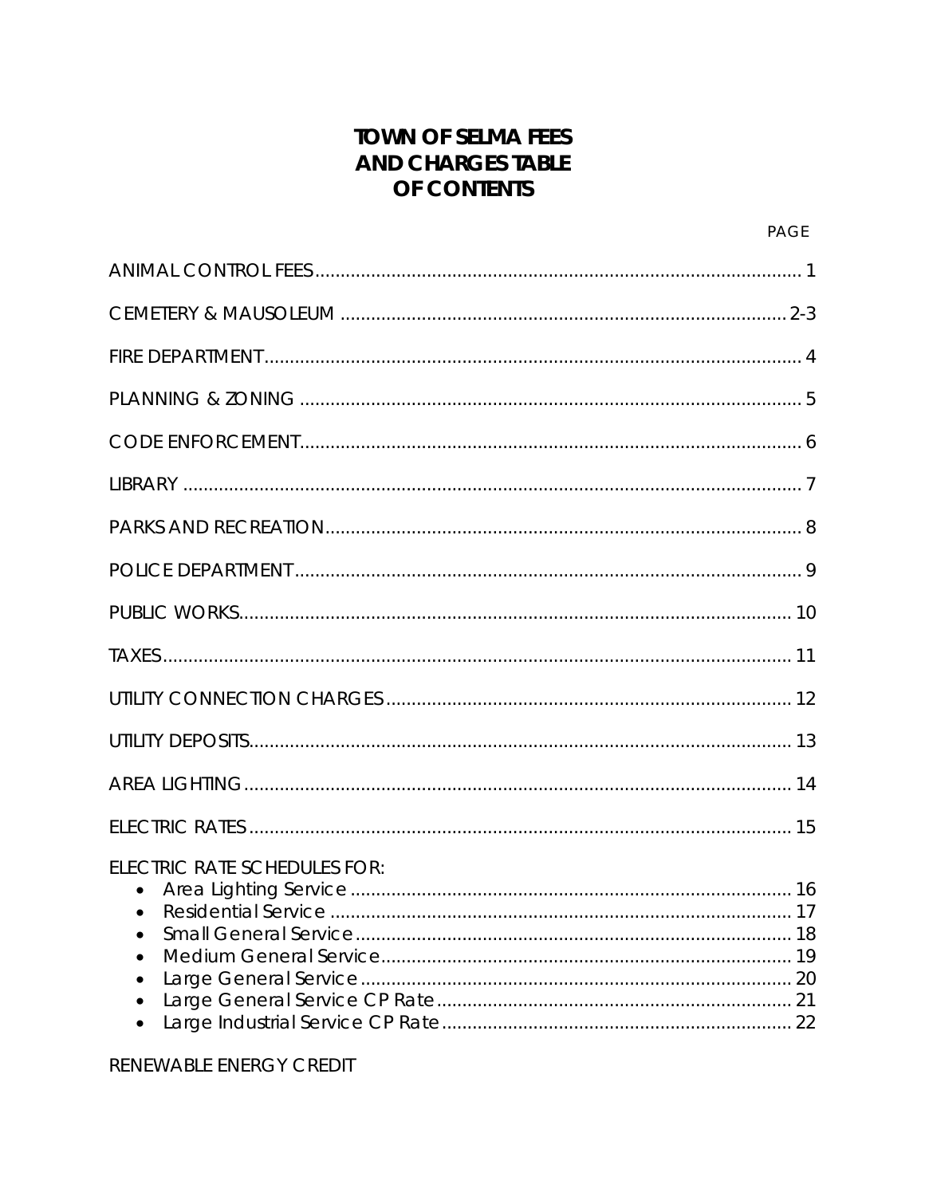# TOWN OF SELMA FEES AND CHARGES TABLE OF CONTENTS

| | PAGE |
|---|---|
| ANIMAL CONTROL FEES | 1 |
| CEMETERY & MAUSOLEUM | 2-3 |
| FIRE DEPARTMENT | 4 |
| PLANNING & ZONING | 5 |
| CODE ENFORCEMENT | 6 |
| LIBRARY | 7 |
| PARKS AND RECREATION | 8 |
| POLICE DEPARTMENT | 9 |
| PUBLIC WORKS | 10 |
| TAXES | 11 |
| UTILITY CONNECTION CHARGES | 12 |
| UTILITY DEPOSITS | 13 |
| AREA LIGHTING | 14 |
| ELECTRIC RATES | 15 |
| ELECTRIC RATE SCHEDULES FOR: | |
| • Area Lighting Service | 16 |
| • Residential Service | 17 |
| • Small General Service | 18 |
| • Medium General Service | 19 |
| • Large General Service | 20 |
| • Large General Service CP Rate | 21 |
| • Large Industrial Service CP Rate | 22 |
| RENEWABLE ENERGY CREDIT | |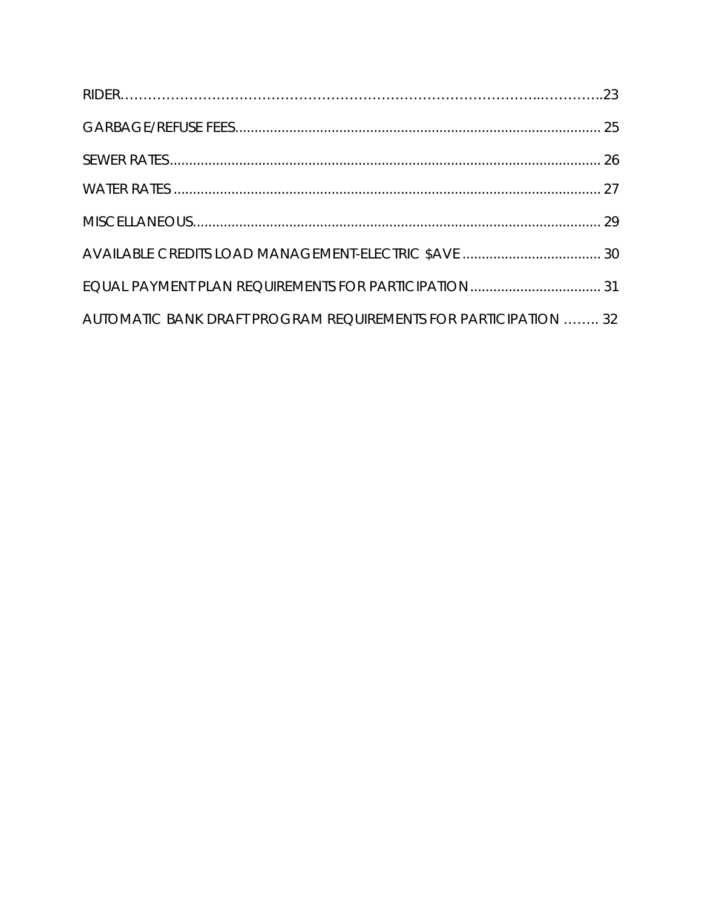RIDER……………………………………………………………………………..…………..23

GARBAGE/REFUSE FEES.......................................................................................... 25

SEWER RATES............................................................................................................ 26

WATER RATES ........................................................................................................... 27

MISCELLANEOUS....................................................................................................... 29

AVAILABLE CREDITS LOAD MANAGEMENT-ELECTRIC $AVE .................................... 30

EQUAL PAYMENT PLAN REQUIREMENTS FOR PARTICIPATION .................................. 31

AUTOMATIC BANK DRAFT PROGRAM REQUIREMENTS FOR PARTICIPATION …….. 32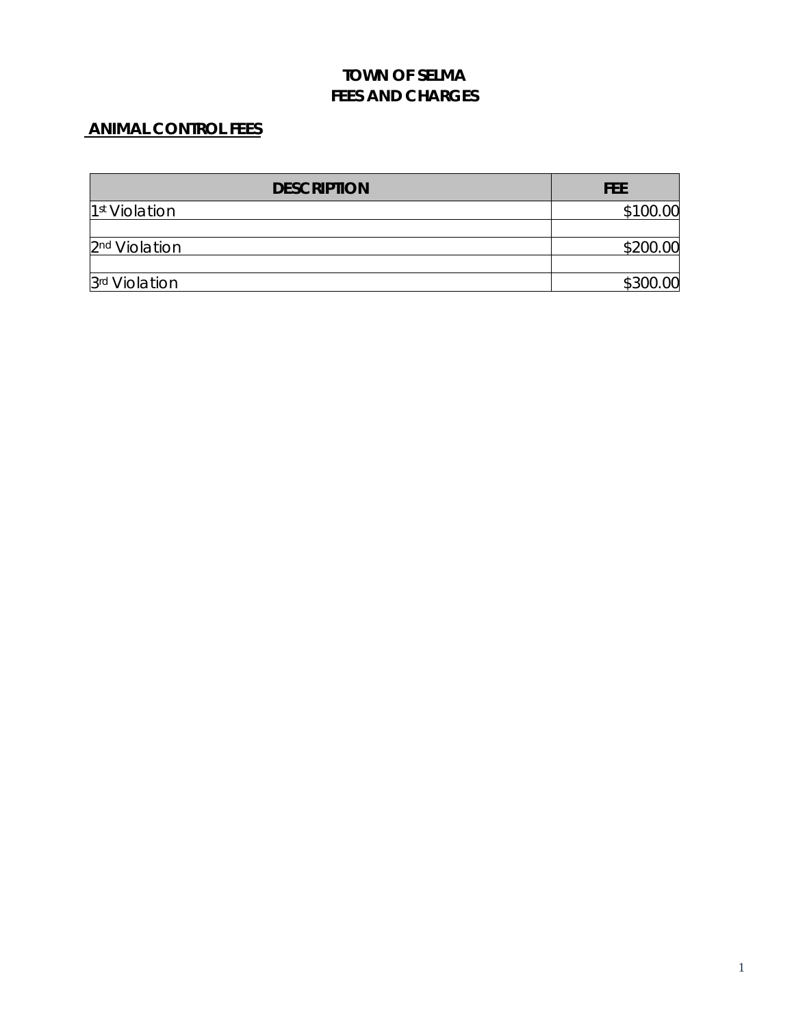# TOWN OF SELMA
# FEES AND CHARGES

## ANIMAL CONTROL FEES

| DESCRIPTION | FEE |
|---|---|
| 1st Violation | $100.00 |
| | |
| 2nd Violation | $200.00 |
| | |
| 3rd Violation | $300.00 |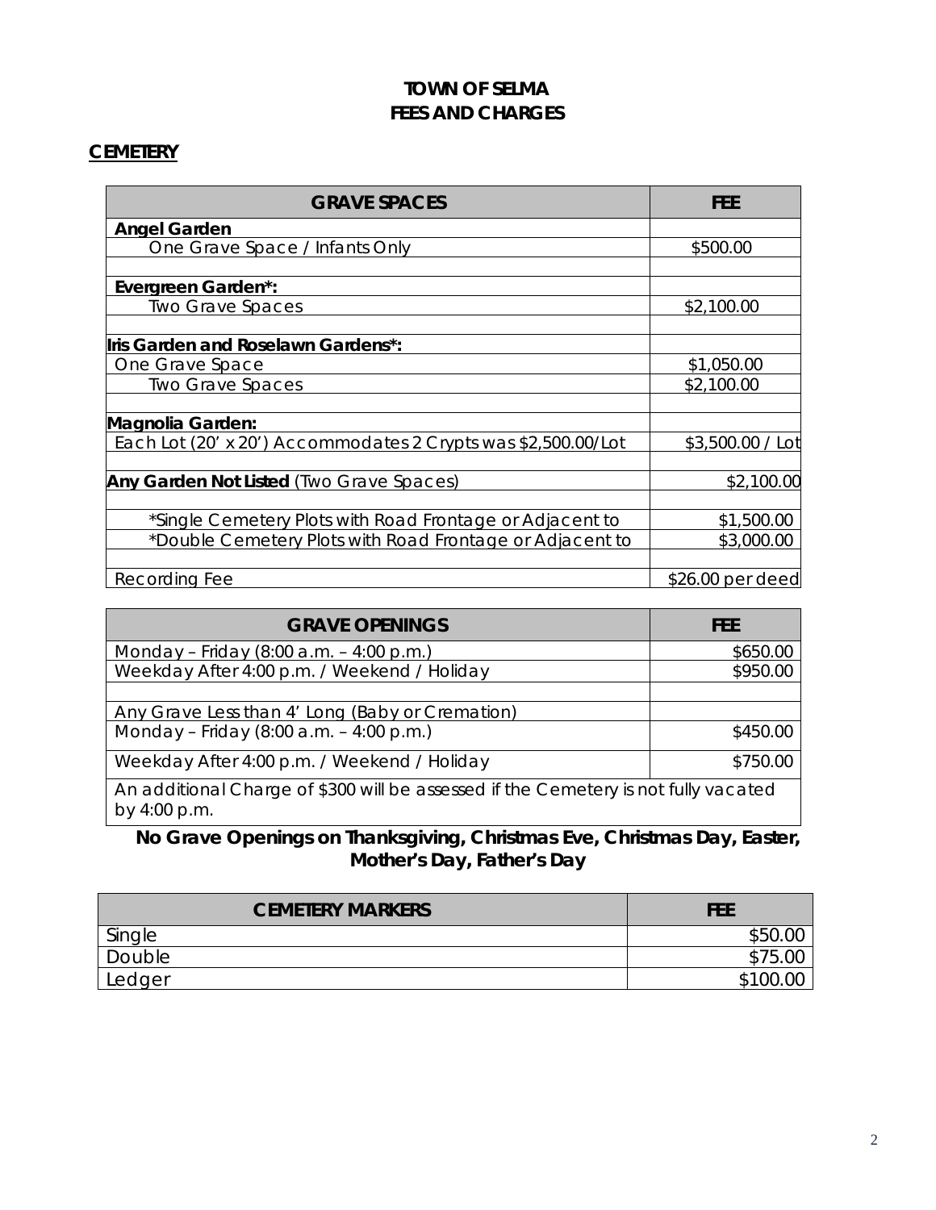# TOWN OF SELMA
# FEES AND CHARGES

## CEMETERY

| GRAVE SPACES | FEE |
|---|---|
| **Angel Garden** | |
| One Grave Space / Infants Only | $500.00 |
| | |
| **Evergreen Garden*:** | |
| Two Grave Spaces | $2,100.00 |
| | |
| **Iris Garden and Roselawn Gardens*:** | |
| One Grave Space | $1,050.00 |
| Two Grave Spaces | $2,100.00 |
| | |
| **Magnolia Garden:** | |
| Each Lot (20' x 20') Accommodates 2 Crypts was $2,500.00/Lot | $3,500.00 / Lot |
| | |
| **Any Garden Not Listed** (Two Grave Spaces) | $2,100.00 |
| | |
| *Single Cemetery Plots with Road Frontage or Adjacent to | $1,500.00 |
| *Double Cemetery Plots with Road Frontage or Adjacent to | $3,000.00 |
| | |
| Recording Fee | $26.00 per deed |

| GRAVE OPENINGS | FEE |
|---|---|
| Monday – Friday (8:00 a.m. – 4:00 p.m.) | $650.00 |
| Weekday After 4:00 p.m. / Weekend / Holiday | $950.00 |
| | |
| Any Grave Less than 4' Long (Baby or Cremation) | |
| Monday – Friday (8:00 a.m. – 4:00 p.m.) | $450.00 |
| Weekday After 4:00 p.m. / Weekend / Holiday | $750.00 |
| An additional Charge of $300 will be assessed if the Cemetery is not fully vacated by 4:00 p.m. | |

**No Grave Openings on Thanksgiving, Christmas Eve, Christmas Day, Easter, Mother's Day, Father's Day**

| CEMETERY MARKERS | FEE |
|---|---|
| Single | $50.00 |
| Double | $75.00 |
| Ledger | $100.00 |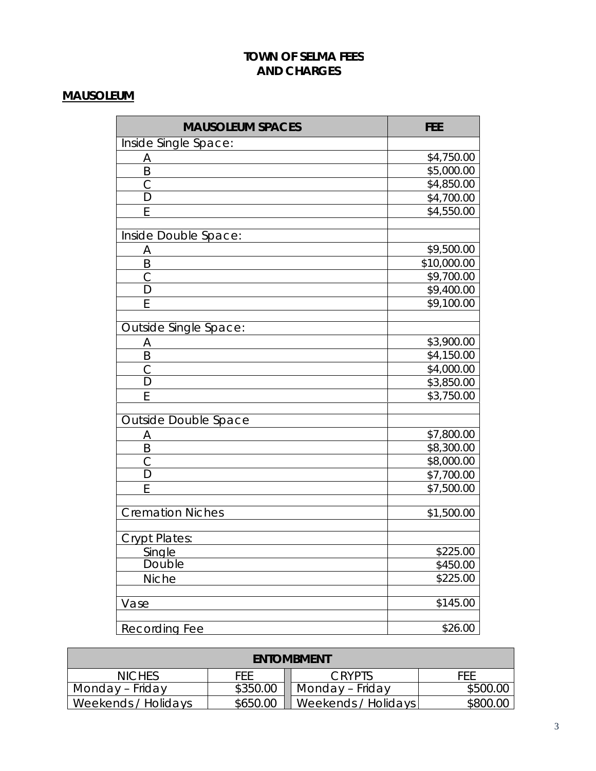# TOWN OF SELMA FEES AND CHARGES

## MAUSOLEUM

| MAUSOLEUM SPACES | FEE |
|---|---|
| Inside Single Space: | |
| A | $4,750.00 |
| B | $5,000.00 |
| C | $4,850.00 |
| D | $4,700.00 |
| E | $4,550.00 |
| | |
| Inside Double Space: | |
| A | $9,500.00 |
| B | $10,000.00 |
| C | $9,700.00 |
| D | $9,400.00 |
| E | $9,100.00 |
| | |
| Outside Single Space: | |
| A | $3,900.00 |
| B | $4,150.00 |
| C | $4,000.00 |
| D | $3,850.00 |
| E | $3,750.00 |
| | |
| Outside Double Space | |
| A | $7,800.00 |
| B | $8,300.00 |
| C | $8,000.00 |
| D | $7,700.00 |
| E | $7,500.00 |
| | |
| Cremation Niches | $1,500.00 |
| | |
| Crypt Plates: | |
| Single | $225.00 |
| Double | $450.00 |
| Niche | $225.00 |
| | |
| Vase | $145.00 |
| | |
| Recording Fee | $26.00 |

| ENTOMBMENT | | | |
|---|---|---|---|
| NICHES | FEE | CRYPTS | FEE |
| Monday – Friday | $350.00 | Monday – Friday | $500.00 |
| Weekends / Holidays | $650.00 | Weekends / Holidays | $800.00 |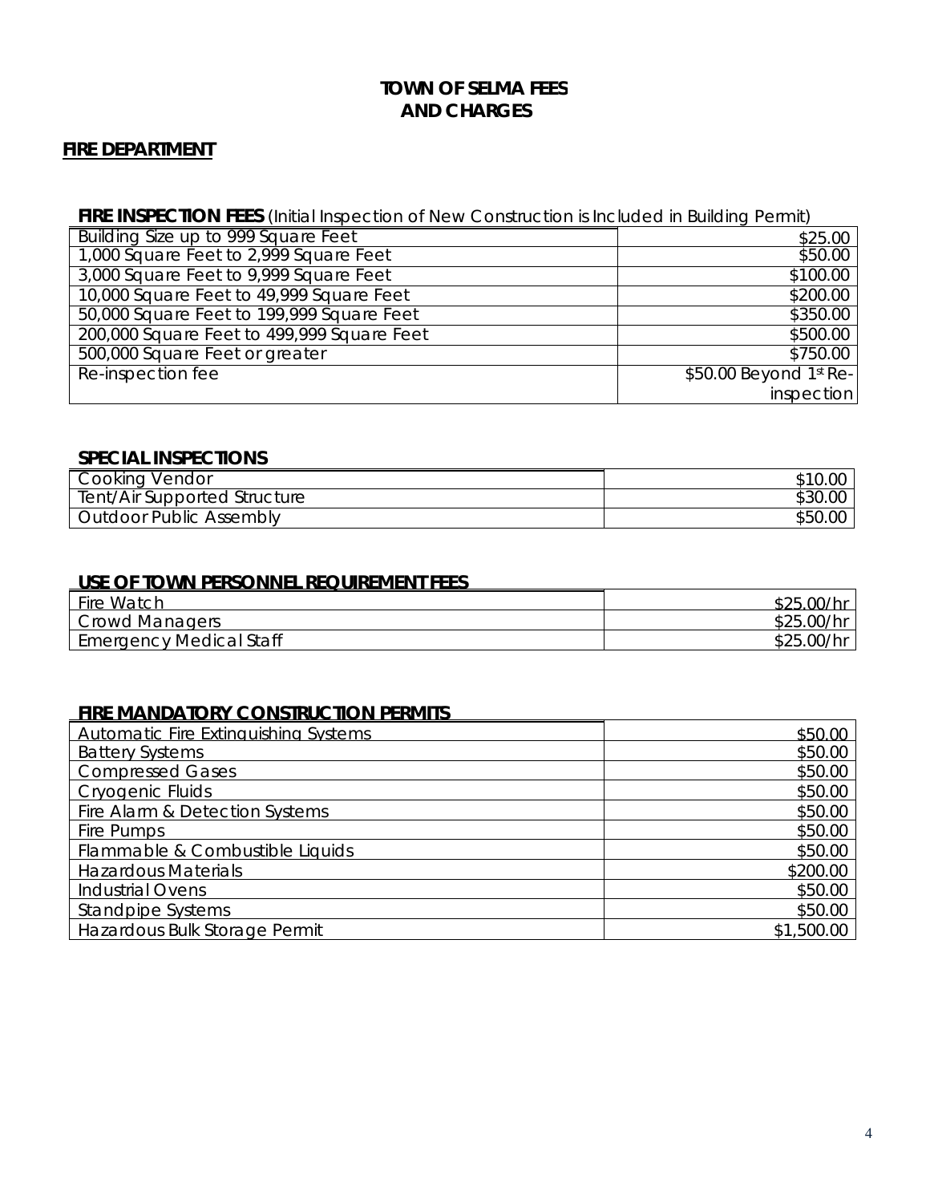# TOWN OF SELMA FEES AND CHARGES

## FIRE DEPARTMENT

**FIRE INSPECTION FEES** (Initial Inspection of New Construction is Included in Building Permit)

| | |
|---|---|
| Building Size up to 999 Square Feet | $25.00 |
| 1,000 Square Feet to 2,999 Square Feet | $50.00 |
| 3,000 Square Feet to 9,999 Square Feet | $100.00 |
| 10,000 Square Feet to 49,999 Square Feet | $200.00 |
| 50,000 Square Feet to 199,999 Square Feet | $350.00 |
| 200,000 Square Feet to 499,999 Square Feet | $500.00 |
| 500,000 Square Feet or greater | $750.00 |
| Re-inspection fee | $50.00 Beyond 1st Re-inspection |

**SPECIAL INSPECTIONS**

| | |
|---|---|
| Cooking Vendor | $10.00 |
| Tent/Air Supported Structure | $30.00 |
| Outdoor Public Assembly | $50.00 |

**USE OF TOWN PERSONNEL REQUIREMENT FEES**

| | |
|---|---|
| Fire Watch | $25.00/hr |
| Crowd Managers | $25.00/hr |
| Emergency Medical Staff | $25.00/hr |

**FIRE MANDATORY CONSTRUCTION PERMITS**

| | |
|---|---|
| Automatic Fire Extinguishing Systems | $50.00 |
| Battery Systems | $50.00 |
| Compressed Gases | $50.00 |
| Cryogenic Fluids | $50.00 |
| Fire Alarm & Detection Systems | $50.00 |
| Fire Pumps | $50.00 |
| Flammable & Combustible Liquids | $50.00 |
| Hazardous Materials | $200.00 |
| Industrial Ovens | $50.00 |
| Standpipe Systems | $50.00 |
| Hazardous Bulk Storage Permit | $1,500.00 |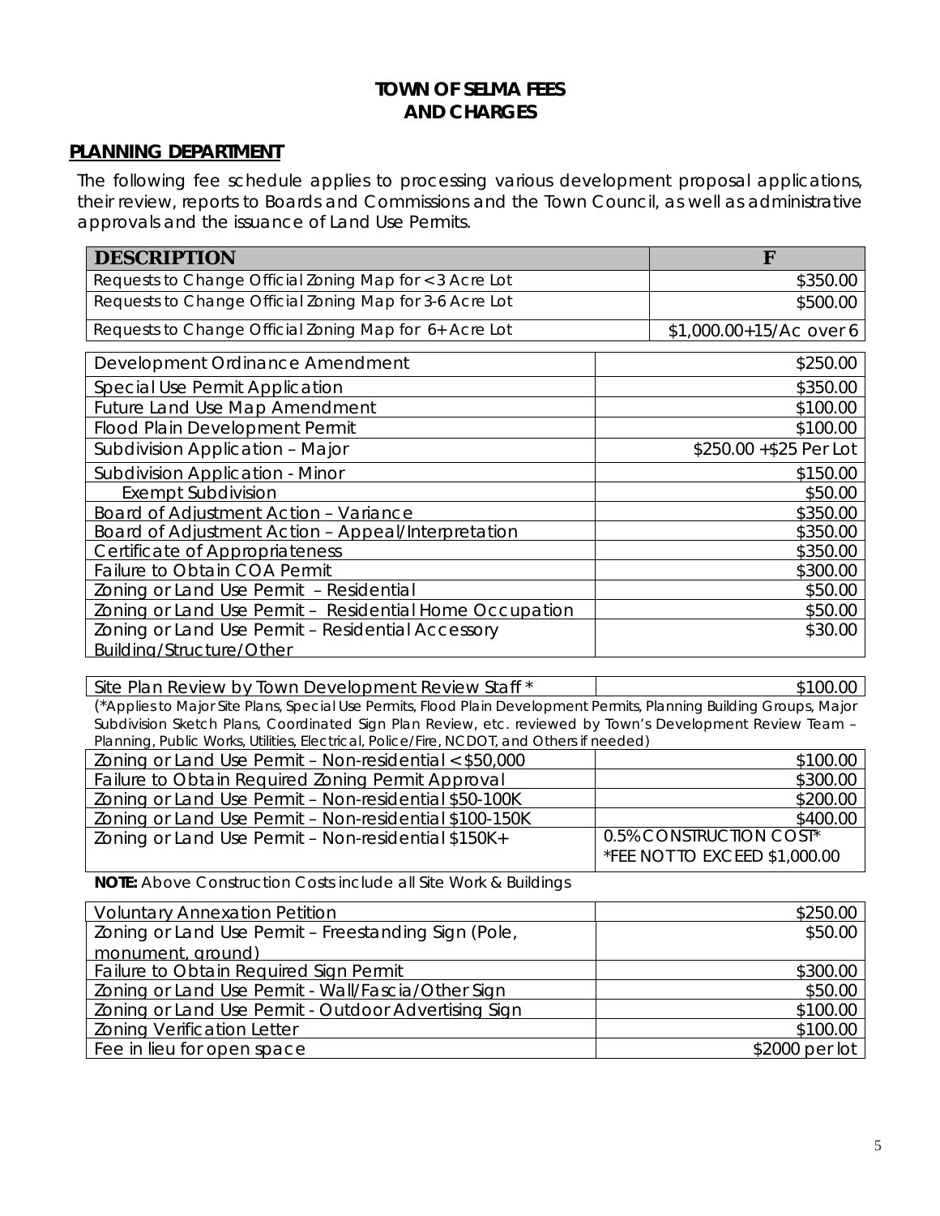## TOWN OF SELMA FEES AND CHARGES

### PLANNING DEPARTMENT

The following fee schedule applies to processing various development proposal applications, their review, reports to Boards and Commissions and the Town Council, as well as administrative approvals and the issuance of Land Use Permits.

| DESCRIPTION | F |
|---|---|
| Requests to Change Official Zoning Map for < 3 Acre Lot | $350.00 |
| Requests to Change Official Zoning Map for 3-6 Acre Lot | $500.00 |
| Requests to Change Official Zoning Map for 6+ Acre Lot | $1,000.00+15/Ac over 6 |
| Development Ordinance Amendment | $250.00 |
| Special Use Permit Application | $350.00 |
| Future Land Use Map Amendment | $100.00 |
| Flood Plain Development Permit | $100.00 |
| Subdivision Application – Major | $250.00 +$25 Per Lot |
| Subdivision Application - Minor | $150.00 |
| Exempt Subdivision | $50.00 |
| Board of Adjustment Action – Variance | $350.00 |
| Board of Adjustment Action – Appeal/Interpretation | $350.00 |
| Certificate of Appropriateness | $350.00 |
| Failure to Obtain COA Permit | $300.00 |
| Zoning or Land Use Permit – Residential | $50.00 |
| Zoning or Land Use Permit – Residential Home Occupation | $50.00 |
| Zoning or Land Use Permit – Residential Accessory Building/Structure/Other | $30.00 |
| Site Plan Review by Town Development Review Staff * | $100.00 |

(*Applies to Major Site Plans, Special Use Permits, Flood Plain Development Permits, Planning Building Groups, Major Subdivision Sketch Plans, Coordinated Sign Plan Review, etc. reviewed by Town's Development Review Team – Planning, Public Works, Utilities, Electrical, Police/Fire, NCDOT, and Others if needed)

| DESCRIPTION | F |
|---|---|
| Zoning or Land Use Permit – Non-residential < $50,000 | $100.00 |
| Failure to Obtain Required Zoning Permit Approval | $300.00 |
| Zoning or Land Use Permit – Non-residential $50-100K | $200.00 |
| Zoning or Land Use Permit – Non-residential $100-150K | $400.00 |
| Zoning or Land Use Permit – Non-residential $150K+ | 0.5% CONSTRUCTION COST* *FEE NOT TO EXCEED $1,000.00 |

**NOTE:** Above Construction Costs include all Site Work & Buildings

| DESCRIPTION | F |
|---|---|
| Voluntary Annexation Petition | $250.00 |
| Zoning or Land Use Permit – Freestanding Sign (Pole, monument, ground) | $50.00 |
| Failure to Obtain Required Sign Permit | $300.00 |
| Zoning or Land Use Permit - Wall/Fascia/Other Sign | $50.00 |
| Zoning or Land Use Permit - Outdoor Advertising Sign | $100.00 |
| Zoning Verification Letter | $100.00 |
| Fee in lieu for open space | $2000 per lot |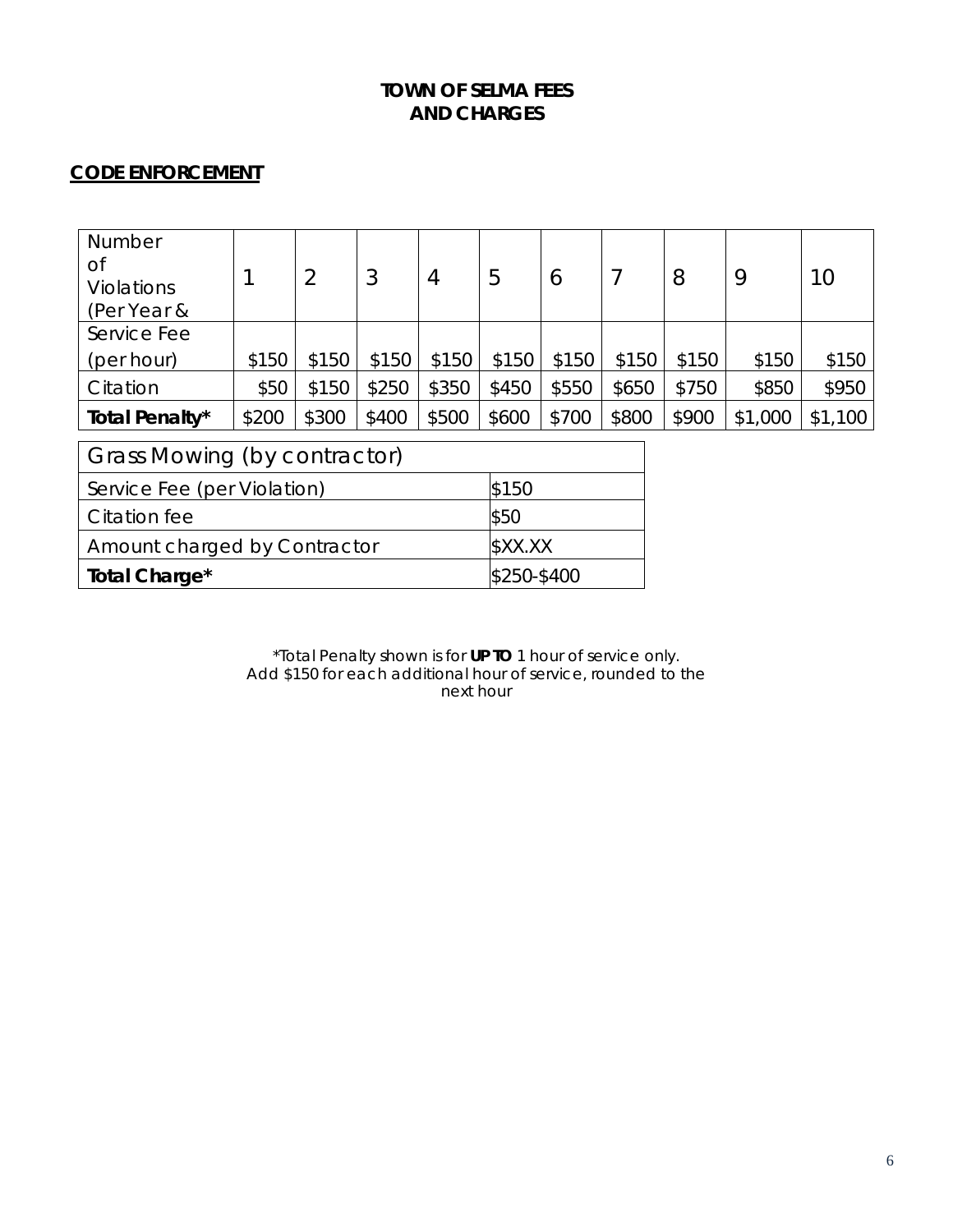# TOWN OF SELMA FEES AND CHARGES

## CODE ENFORCEMENT

| Number of Violations (Per Year & | 1 | 2 | 3 | 4 | 5 | 6 | 7 | 8 | 9 | 10 |
|---|---|---|---|---|---|---|---|---|---|---|
| Service Fee (per hour) | $150 | $150 | $150 | $150 | $150 | $150 | $150 | $150 | $150 | $150 |
| Citation | $50 | $150 | $250 | $350 | $450 | $550 | $650 | $750 | $850 | $950 |
| **Total Penalty*** | $200 | $300 | $400 | $500 | $600 | $700 | $800 | $900 | $1,000 | $1,100 |

| Grass Mowing (by contractor) | |
|---|---|
| Service Fee (per Violation) | $150 |
| Citation fee | $50 |
| Amount charged by Contractor | $XX.XX |
| **Total Charge*** | $250-$400 |

*\*Total Penalty shown is for **UP TO** 1 hour of service only. Add $150 for each additional hour of service, rounded to the next hour*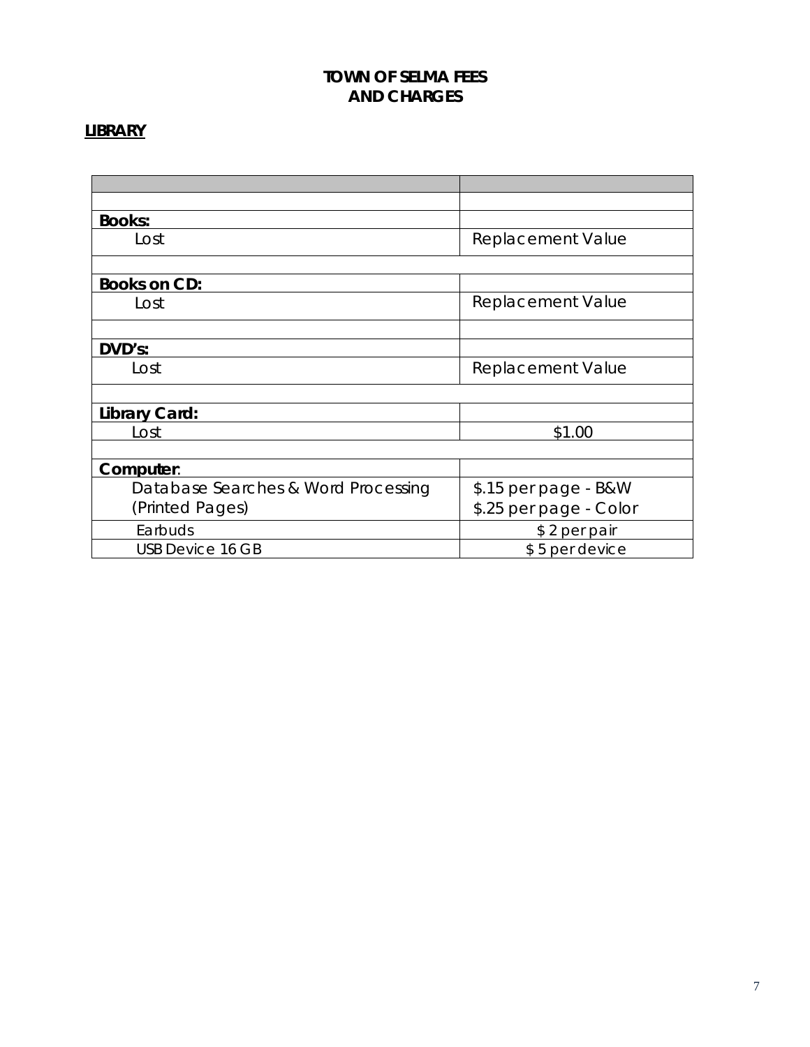# TOWN OF SELMA FEES AND CHARGES

## LIBRARY

| | |
|---|---|
| | |
| **Books:** | |
| Lost | Replacement Value |
| | |
| **Books on CD:** | |
| Lost | Replacement Value |
| | |
| **DVD's:** | |
| Lost | Replacement Value |
| | |
| **Library Card:** | |
| Lost | $1.00 |
| | |
| **Computer**: | |
| Database Searches & Word Processing (Printed Pages) | $.15 per page - B&W<br>$.25 per page - Color |
| Earbuds | $ 2 per pair |
| USB Device 16 GB | $ 5 per device |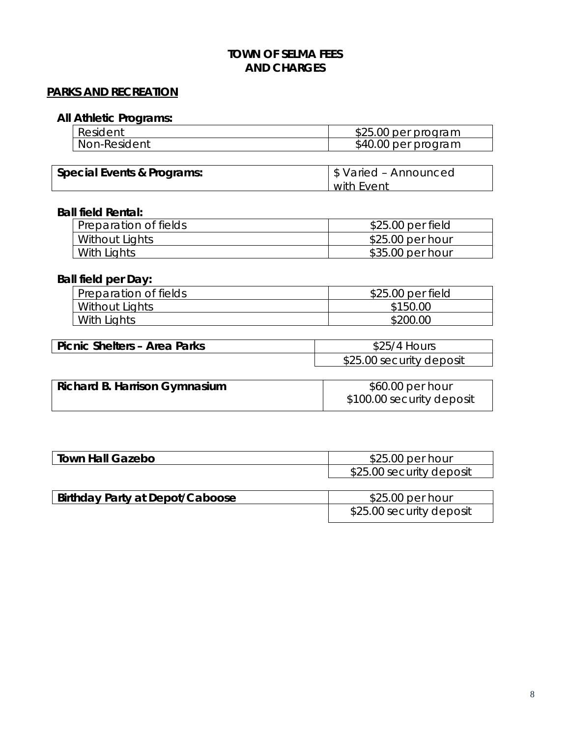# TOWN OF SELMA FEES AND CHARGES

## PARKS AND RECREATION

### All Athletic Programs:

| | |
|---|---|
| Resident | $25.00 per program |
| Non-Resident | $40.00 per program |

| | |
|---|---|
| **Special Events & Programs:** | $ Varied – Announced with Event |

### Ball field Rental:

| | |
|---|---|
| Preparation of fields | $25.00 per field |
| Without Lights | $25.00 per hour |
| With Lights | $35.00 per hour |

### Ball field per Day:

| | |
|---|---|
| Preparation of fields | $25.00 per field |
| Without Lights | $150.00 |
| With Lights | $200.00 |

| | |
|---|---|
| **Picnic Shelters – Area Parks** | $25/4 Hours |
| | $25.00 security deposit |

| | |
|---|---|
| **Richard B. Harrison Gymnasium** | $60.00 per hour<br>$100.00 security deposit |

| | |
|---|---|
| **Town Hall Gazebo** | $25.00 per hour |
| | $25.00 security deposit |

| | |
|---|---|
| **Birthday Party at Depot/Caboose** | $25.00 per hour |
| | $25.00 security deposit |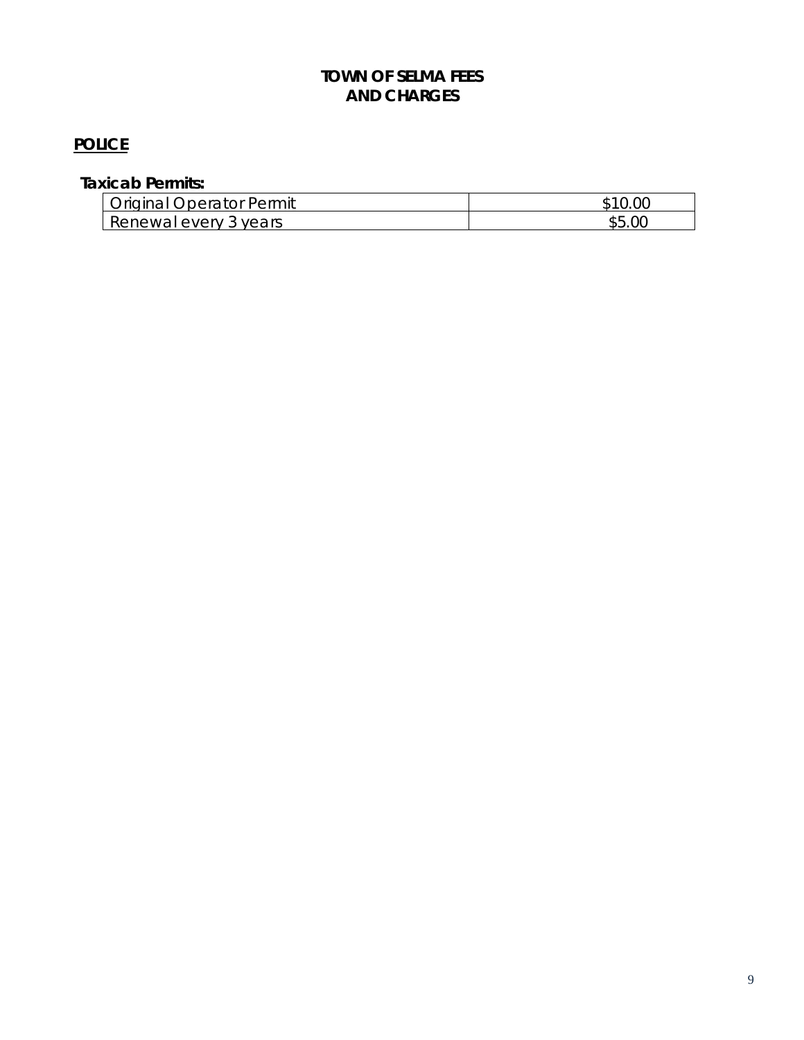# TOWN OF SELMA FEES AND CHARGES

## POLICE

**Taxicab Permits:**

| | |
|---|---|
| Original Operator Permit | $10.00 |
| Renewal every 3 years | $5.00 |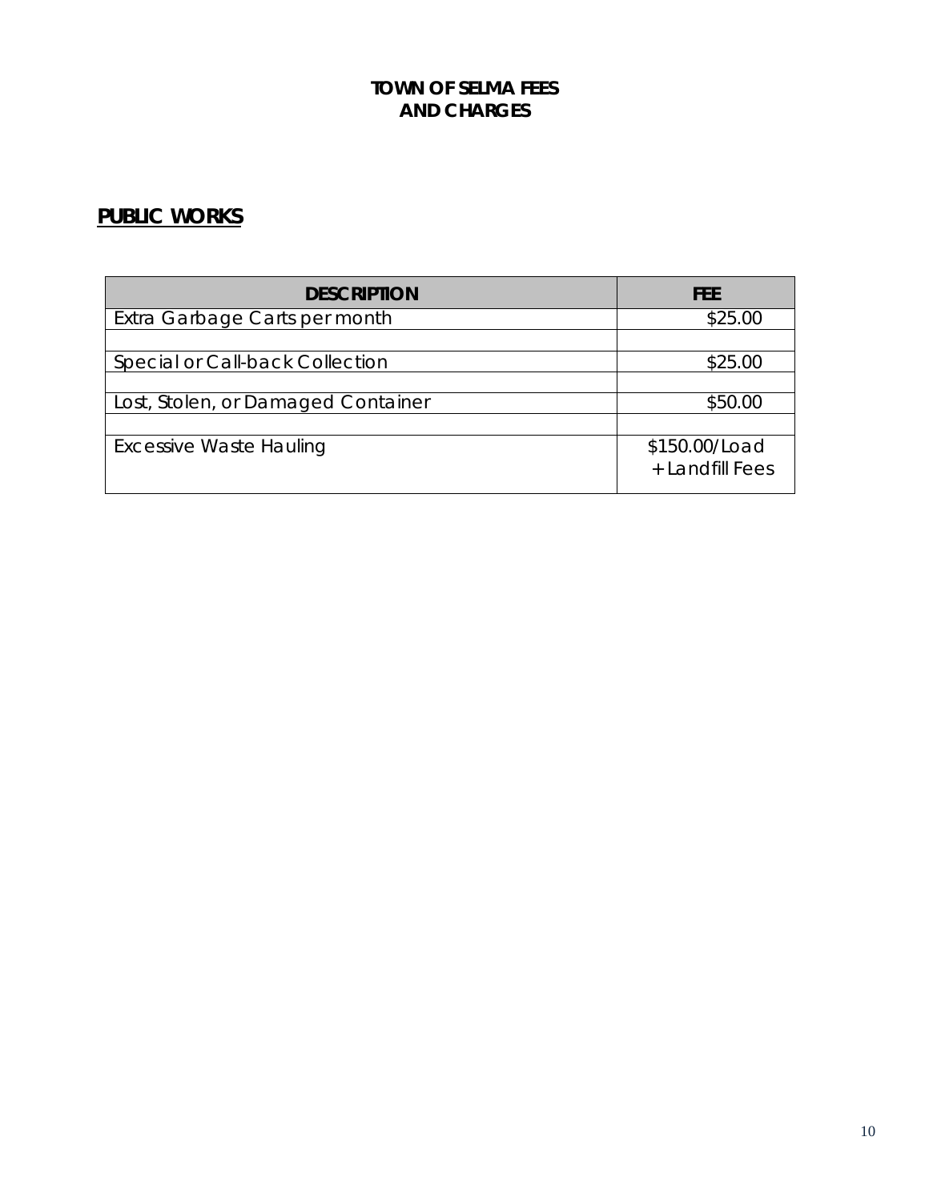# TOWN OF SELMA FEES AND CHARGES

## PUBLIC WORKS

| DESCRIPTION | FEE |
|---|---|
| Extra Garbage Carts per month | $25.00 |
| | |
| Special or Call-back Collection | $25.00 |
| | |
| Lost, Stolen, or Damaged Container | $50.00 |
| | |
| Excessive Waste Hauling | $150.00/Load + Landfill Fees |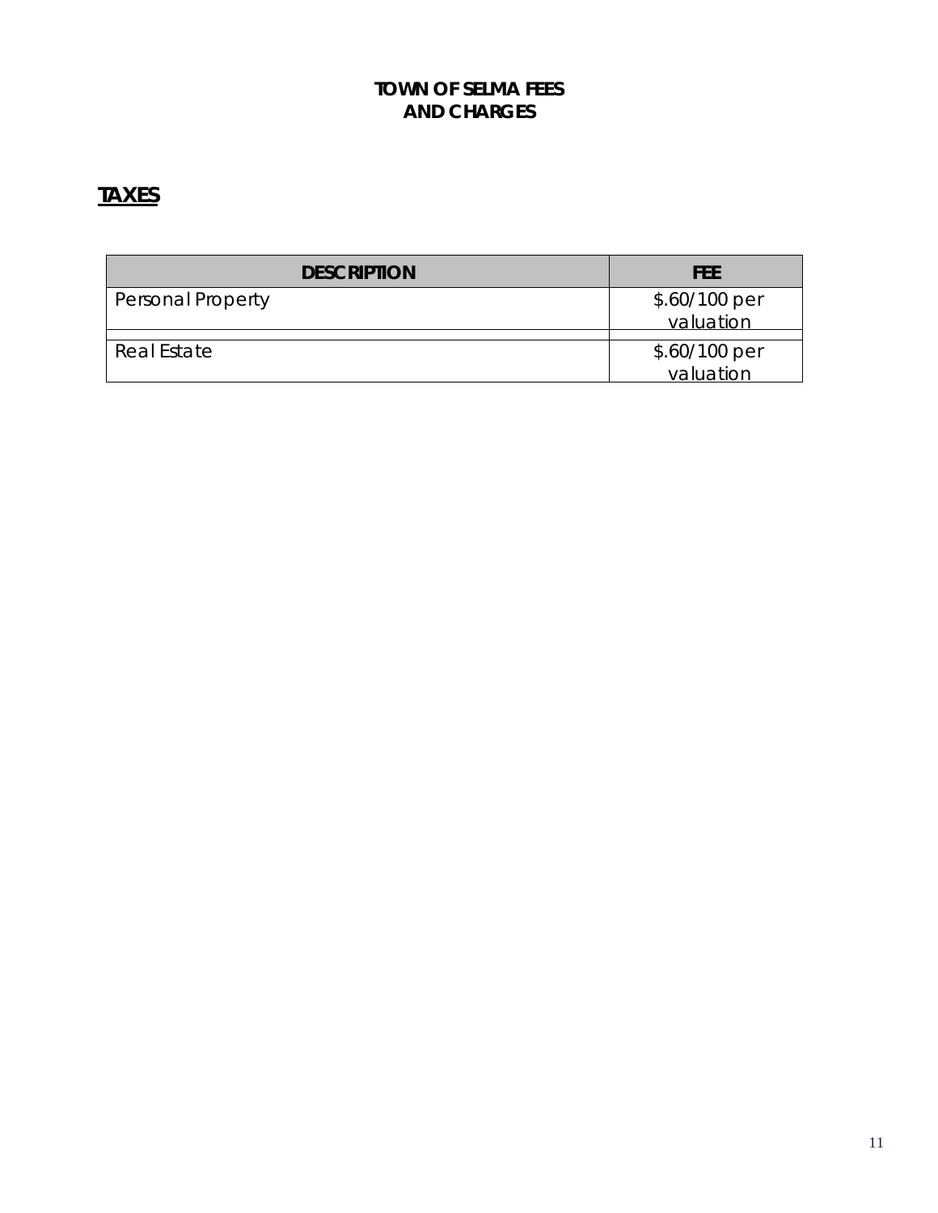# TOWN OF SELMA FEES AND CHARGES

## TAXES

| DESCRIPTION | FEE |
| --- | --- |
| Personal Property | $.60/100 per valuation |
| | |
| Real Estate | $.60/100 per valuation |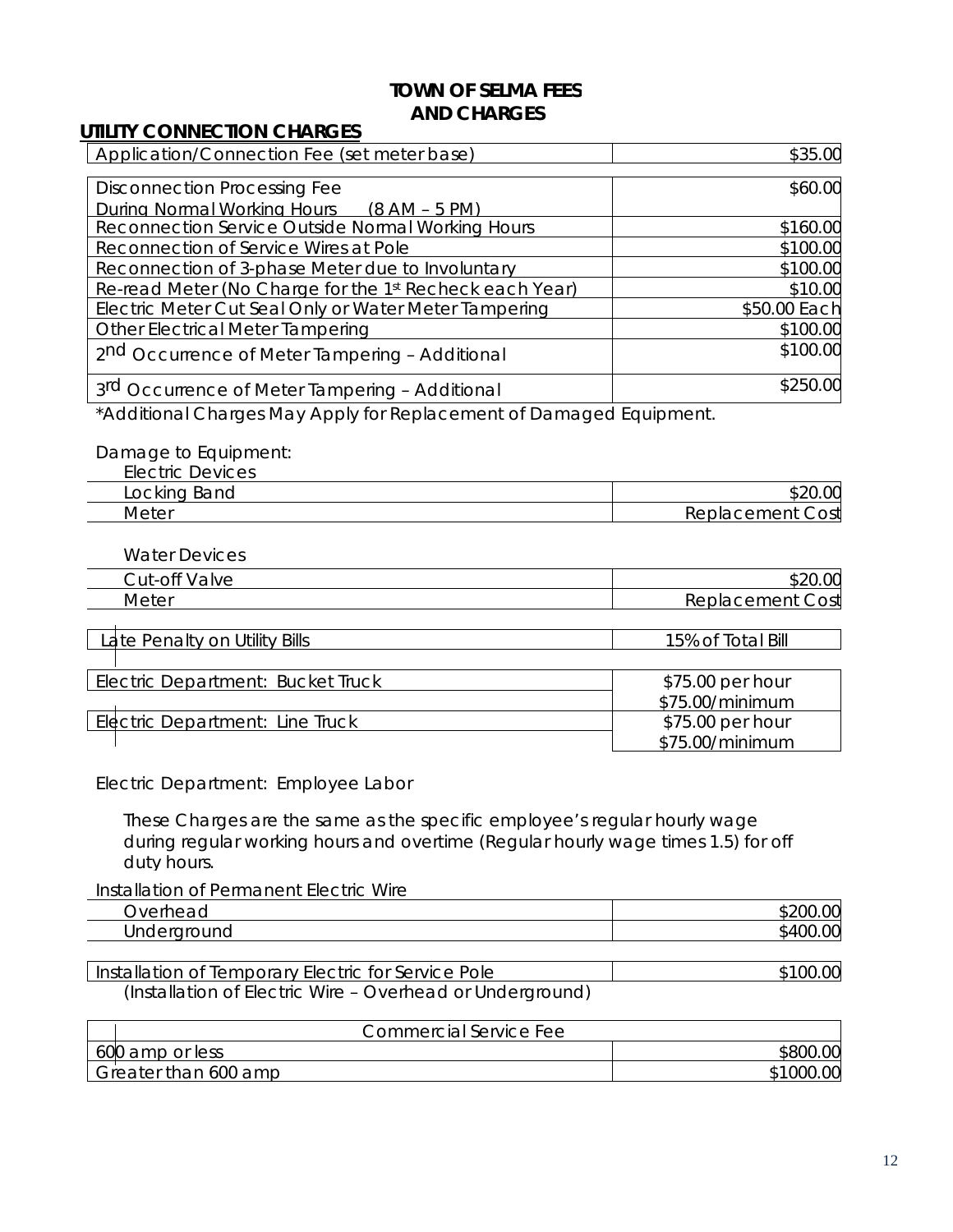# TOWN OF SELMA FEES AND CHARGES

## UTILITY CONNECTION CHARGES

| Item | Charge |
|---|---|
| Application/Connection Fee (set meter base) | $35.00 |

| Item | Charge |
|---|---|
| Disconnection Processing Fee<br>During Normal Working Hours (8 AM – 5 PM) | $60.00 |
| Reconnection Service Outside Normal Working Hours | $160.00 |
| Reconnection of Service Wires at Pole | $100.00 |
| Reconnection of 3-phase Meter due to Involuntary | $100.00 |
| Re-read Meter (No Charge for the 1st Recheck each Year) | $10.00 |
| Electric Meter Cut Seal Only or Water Meter Tampering | $50.00 Each |
| Other Electrical Meter Tampering | $100.00 |
| 2nd Occurrence of Meter Tampering – Additional | $100.00 |
| 3rd Occurrence of Meter Tampering – Additional | $250.00 |

*Additional Charges May Apply for Replacement of Damaged Equipment.

Damage to Equipment:

Electric Devices

| Item | Charge |
|---|---|
| Locking Band | $20.00 |
| Meter | Replacement Cost |

Water Devices

| Item | Charge |
|---|---|
| Cut-off Valve | $20.00 |
| Meter | Replacement Cost |

| Item | Charge |
|---|---|
| Late Penalty on Utility Bills | 15% of Total Bill |

| Item | Charge |
|---|---|
| Electric Department: Bucket Truck | $75.00 per hour<br>$75.00/minimum |
| Electric Department: Line Truck | $75.00 per hour<br>$75.00/minimum |

Electric Department: Employee Labor

These Charges are the same as the specific employee's regular hourly wage during regular working hours and overtime (Regular hourly wage times 1.5) for off duty hours.

Installation of Permanent Electric Wire

| Item | Charge |
|---|---|
| Overhead | $200.00 |
| Underground | $400.00 |

| Item | Charge |
|---|---|
| Installation of Temporary Electric for Service Pole | $100.00 |

(Installation of Electric Wire – Overhead or Underground)

| Commercial Service Fee | |
|---|---|
| 600 amp or less | $800.00 |
| Greater than 600 amp | $1000.00 |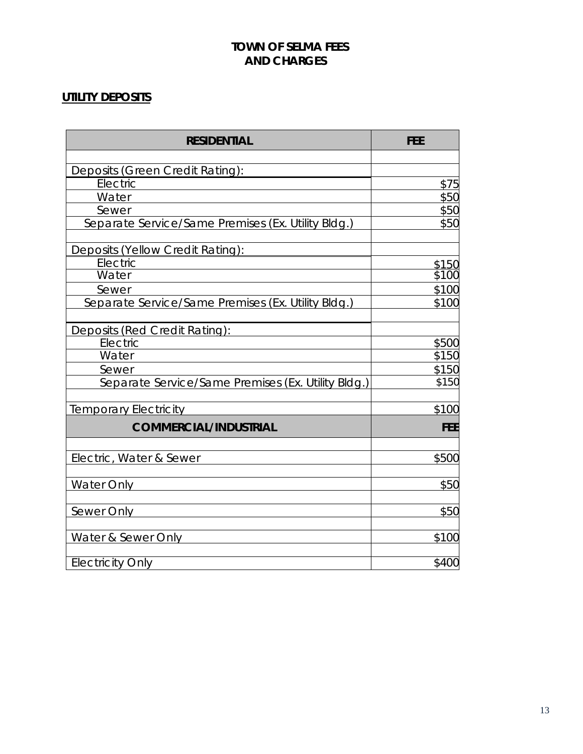# TOWN OF SELMA FEES AND CHARGES

## UTILITY DEPOSITS

| RESIDENTIAL | FEE |
|---|---|
| | |
| Deposits (Green Credit Rating): | |
| Electric | $75 |
| Water | $50 |
| Sewer | $50 |
| Separate Service/Same Premises (Ex. Utility Bldg.) | $50 |
| | |
| Deposits (Yellow Credit Rating): | |
| Electric | $150 |
| Water | $100 |
| Sewer | $100 |
| Separate Service/Same Premises (Ex. Utility Bldg.) | $100 |
| | |
| Deposits (Red Credit Rating): | |
| Electric | $500 |
| Water | $150 |
| Sewer | $150 |
| Separate Service/Same Premises (Ex. Utility Bldg.) | $150 |
| | |
| Temporary Electricity | $100 |
| **COMMERCIAL/INDUSTRIAL** | **FEE** |
| | |
| Electric, Water & Sewer | $500 |
| | |
| Water Only | $50 |
| | |
| Sewer Only | $50 |
| | |
| Water & Sewer Only | $100 |
| | |
| Electricity Only | $400 |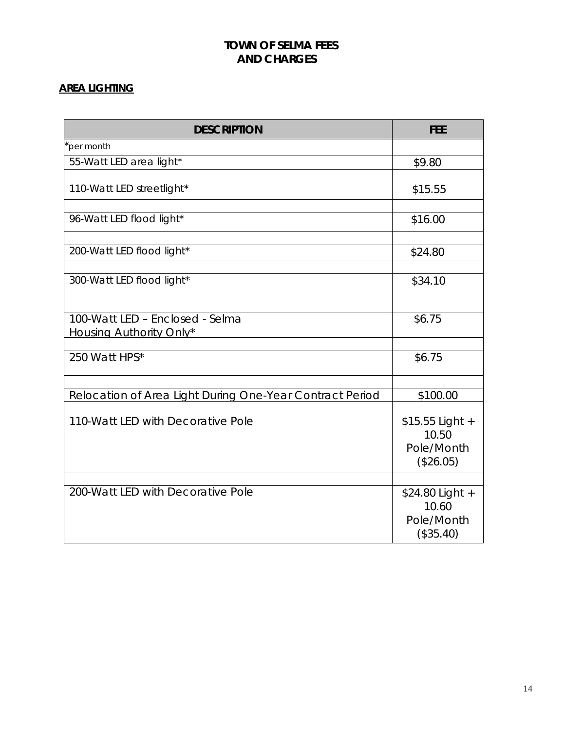# TOWN OF SELMA FEES AND CHARGES

**AREA LIGHTING**

| DESCRIPTION | FEE |
|---|---|
| *per month | |
| 55-Watt LED area light* | $9.80 |
| | |
| 110-Watt LED streetlight* | $15.55 |
| | |
| 96-Watt LED flood light* | $16.00 |
| | |
| 200-Watt LED flood light* | $24.80 |
| | |
| 300-Watt LED flood light* | $34.10 |
| | |
| 100-Watt LED – Enclosed - Selma Housing Authority Only* | $6.75 |
| | |
| 250 Watt HPS* | $6.75 |
| | |
| Relocation of Area Light During One-Year Contract Period | $100.00 |
| | |
| 110-Watt LED with Decorative Pole | $15.55 Light + 10.50 Pole/Month ($26.05) |
| | |
| 200-Watt LED with Decorative Pole | $24.80 Light + 10.60 Pole/Month ($35.40) |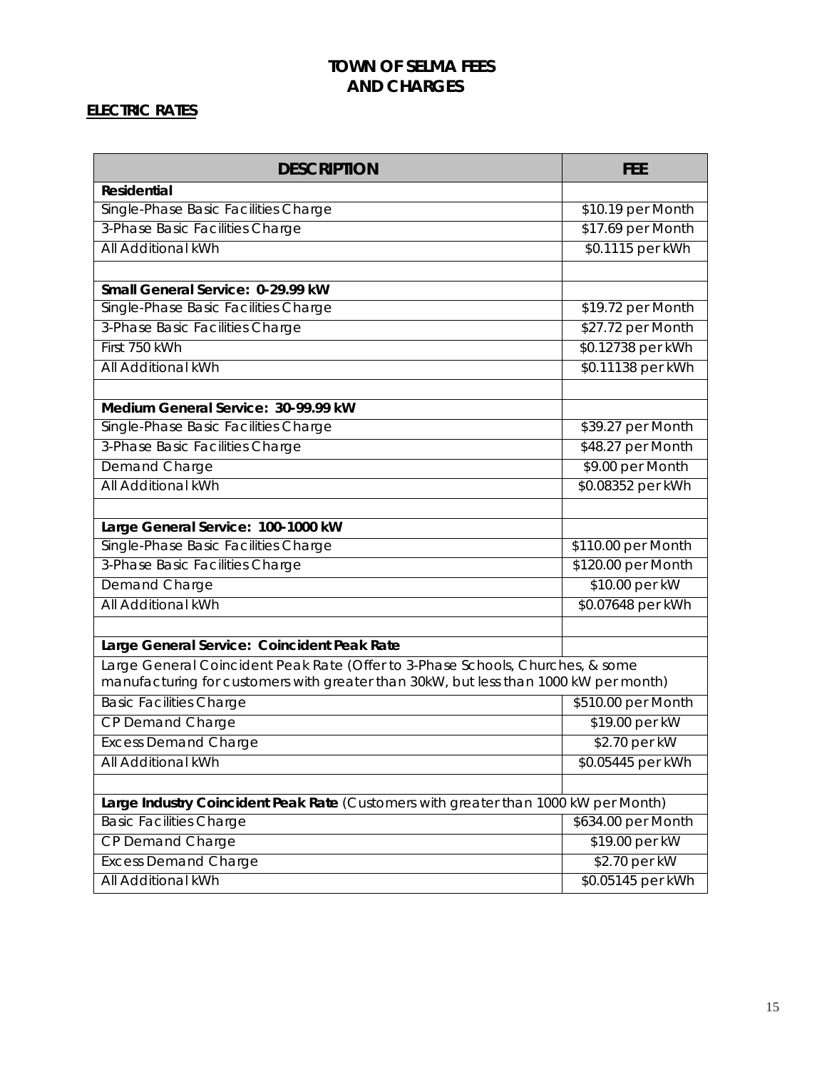# TOWN OF SELMA FEES AND CHARGES

## ELECTRIC RATES

| DESCRIPTION | FEE |
|---|---|
| **Residential** | |
| Single-Phase Basic Facilities Charge | $10.19 per Month |
| 3-Phase Basic Facilities Charge | $17.69 per Month |
| All Additional kWh | $0.1115 per kWh |
| | |
| **Small General Service: 0-29.99 kW** | |
| Single-Phase Basic Facilities Charge | $19.72 per Month |
| 3-Phase Basic Facilities Charge | $27.72 per Month |
| First 750 kWh | $0.12738 per kWh |
| All Additional kWh | $0.11138 per kWh |
| | |
| **Medium General Service: 30-99.99 kW** | |
| Single-Phase Basic Facilities Charge | $39.27 per Month |
| 3-Phase Basic Facilities Charge | $48.27 per Month |
| Demand Charge | $9.00 per Month |
| All Additional kWh | $0.08352 per kWh |
| | |
| **Large General Service: 100-1000 kW** | |
| Single-Phase Basic Facilities Charge | $110.00 per Month |
| 3-Phase Basic Facilities Charge | $120.00 per Month |
| Demand Charge | $10.00 per kW |
| All Additional kWh | $0.07648 per kWh |
| | |
| **Large General Service: Coincident Peak Rate** | |
| Large General Coincident Peak Rate (Offer to 3-Phase Schools, Churches, & some manufacturing for customers with greater than 30kW, but less than 1000 kW per month) | |
| Basic Facilities Charge | $510.00 per Month |
| CP Demand Charge | $19.00 per kW |
| Excess Demand Charge | $2.70 per kW |
| All Additional kWh | $0.05445 per kWh |
| | |
| **Large Industry Coincident Peak Rate** (Customers with greater than 1000 kW per Month) | |
| Basic Facilities Charge | $634.00 per Month |
| CP Demand Charge | $19.00 per kW |
| Excess Demand Charge | $2.70 per kW |
| All Additional kWh | $0.05145 per kWh |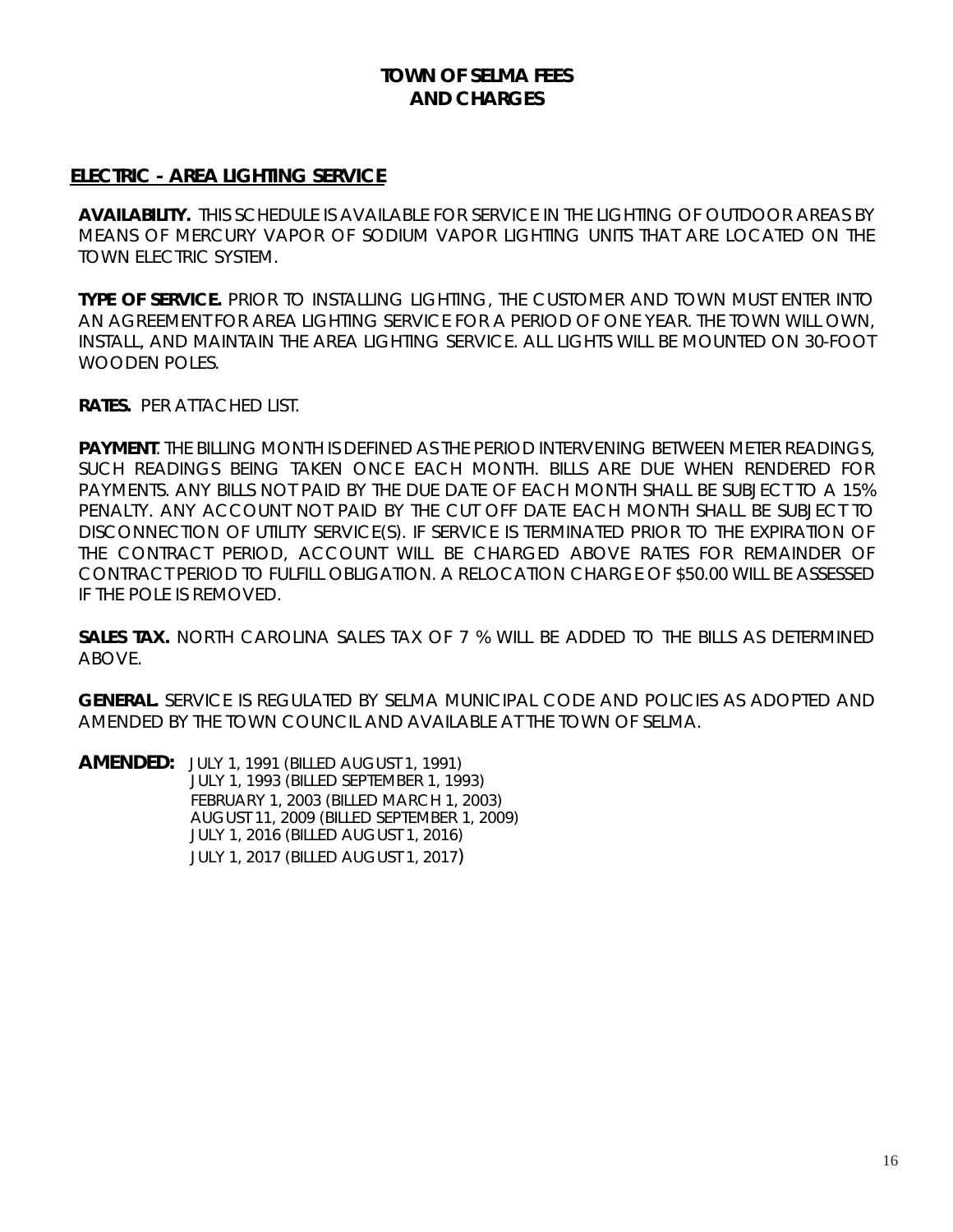# TOWN OF SELMA FEES AND CHARGES

## ELECTRIC - AREA LIGHTING SERVICE

**AVAILABILITY.** THIS SCHEDULE IS AVAILABLE FOR SERVICE IN THE LIGHTING OF OUTDOOR AREAS BY MEANS OF MERCURY VAPOR OF SODIUM VAPOR LIGHTING UNITS THAT ARE LOCATED ON THE TOWN ELECTRIC SYSTEM.

**TYPE OF SERVICE.** PRIOR TO INSTALLING LIGHTING, THE CUSTOMER AND TOWN MUST ENTER INTO AN AGREEMENT FOR AREA LIGHTING SERVICE FOR A PERIOD OF ONE YEAR. THE TOWN WILL OWN, INSTALL, AND MAINTAIN THE AREA LIGHTING SERVICE. ALL LIGHTS WILL BE MOUNTED ON 30-FOOT WOODEN POLES.

**RATES.** PER ATTACHED LIST.

**PAYMENT**. THE BILLING MONTH IS DEFINED AS THE PERIOD INTERVENING BETWEEN METER READINGS, SUCH READINGS BEING TAKEN ONCE EACH MONTH. BILLS ARE DUE WHEN RENDERED FOR PAYMENTS. ANY BILLS NOT PAID BY THE DUE DATE OF EACH MONTH SHALL BE SUBJECT TO A 15% PENALTY. ANY ACCOUNT NOT PAID BY THE CUT OFF DATE EACH MONTH SHALL BE SUBJECT TO DISCONNECTION OF UTILITY SERVICE(S). IF SERVICE IS TERMINATED PRIOR TO THE EXPIRATION OF THE CONTRACT PERIOD, ACCOUNT WILL BE CHARGED ABOVE RATES FOR REMAINDER OF CONTRACT PERIOD TO FULFILL OBLIGATION. A RELOCATION CHARGE OF $50.00 WILL BE ASSESSED IF THE POLE IS REMOVED.

**SALES TAX.** NORTH CAROLINA SALES TAX OF 7 % WILL BE ADDED TO THE BILLS AS DETERMINED ABOVE.

**GENERAL.** SERVICE IS REGULATED BY SELMA MUNICIPAL CODE AND POLICIES AS ADOPTED AND AMENDED BY THE TOWN COUNCIL AND AVAILABLE AT THE TOWN OF SELMA.

**AMENDED:** JULY 1, 1991 (BILLED AUGUST 1, 1991)
JULY 1, 1993 (BILLED SEPTEMBER 1, 1993)
FEBRUARY 1, 2003 (BILLED MARCH 1, 2003)
AUGUST 11, 2009 (BILLED SEPTEMBER 1, 2009)
JULY 1, 2016 (BILLED AUGUST 1, 2016)
JULY 1, 2017 (BILLED AUGUST 1, 2017)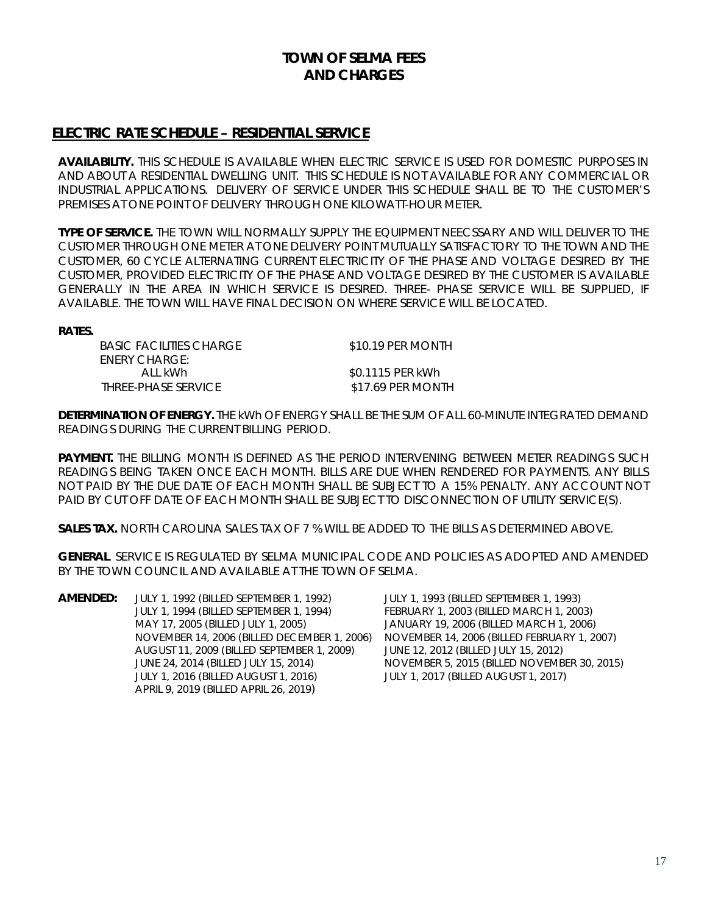# TOWN OF SELMA FEES AND CHARGES

## ELECTRIC RATE SCHEDULE – RESIDENTIAL SERVICE

**AVAILABILITY.** THIS SCHEDULE IS AVAILABLE WHEN ELECTRIC SERVICE IS USED FOR DOMESTIC PURPOSES IN AND ABOUT A RESIDENTIAL DWELLING UNIT. THIS SCHEDULE IS NOT AVAILABLE FOR ANY COMMERCIAL OR INDUSTRIAL APPLICATIONS. DELIVERY OF SERVICE UNDER THIS SCHEDULE SHALL BE TO THE CUSTOMER'S PREMISES AT ONE POINT OF DELIVERY THROUGH ONE KILOWATT-HOUR METER.

**TYPE OF SERVICE.** THE TOWN WILL NORMALLY SUPPLY THE EQUIPMENT NEECSSARY AND WILL DELIVER TO THE CUSTOMER THROUGH ONE METER AT ONE DELIVERY POINT MUTUALLY SATISFACTORY TO THE TOWN AND THE CUSTOMER, 60 CYCLE ALTERNATING CURRENT ELECTRICITY OF THE PHASE AND VOLTAGE DESIRED BY THE CUSTOMER, PROVIDED ELECTRICITY OF THE PHASE AND VOLTAGE DESIRED BY THE CUSTOMER IS AVAILABLE GENERALLY IN THE AREA IN WHICH SERVICE IS DESIRED. THREE- PHASE SERVICE WILL BE SUPPLIED, IF AVAILABLE. THE TOWN WILL HAVE FINAL DECISION ON WHERE SERVICE WILL BE LOCATED.

**RATES.**

| | |
|---|---|
| BASIC FACILITIES CHARGE | $10.19 PER MONTH |
| ENERY CHARGE: | |
| ALL kWh | $0.1115 PER kWh |
| THREE-PHASE SERVICE | $17.69 PER MONTH |

**DETERMINATION OF ENERGY.** THE kWh OF ENERGY SHALL BE THE SUM OF ALL 60-MINUTE INTEGRATED DEMAND READINGS DURING THE CURRENT BILLING PERIOD.

**PAYMENT.** THE BILLING MONTH IS DEFINED AS THE PERIOD INTERVENING BETWEEN METER READINGS SUCH READINGS BEING TAKEN ONCE EACH MONTH. BILLS ARE DUE WHEN RENDERED FOR PAYMENTS. ANY BILLS NOT PAID BY THE DUE DATE OF EACH MONTH SHALL BE SUBJECT TO A 15% PENALTY. ANY ACCOUNT NOT PAID BY CUT OFF DATE OF EACH MONTH SHALL BE SUBJECT TO DISCONNECTION OF UTILITY SERVICE(S).

**SALES TAX.** NORTH CAROLINA SALES TAX OF 7 % WILL BE ADDED TO THE BILLS AS DETERMINED ABOVE.

**GENERAL**. SERVICE IS REGULATED BY SELMA MUNICIPAL CODE AND POLICIES AS ADOPTED AND AMENDED BY THE TOWN COUNCIL AND AVAILABLE AT THE TOWN OF SELMA.

**AMENDED:**
JULY 1, 1992 (BILLED SEPTEMBER 1, 1992)
JULY 1, 1993 (BILLED SEPTEMBER 1, 1993)
JULY 1, 1994 (BILLED SEPTEMBER 1, 1994)
FEBRUARY 1, 2003 (BILLED MARCH 1, 2003)
MAY 17, 2005 (BILLED JULY 1, 2005)
JANUARY 19, 2006 (BILLED MARCH 1, 2006)
NOVEMBER 14, 2006 (BILLED DECEMBER 1, 2006)
NOVEMBER 14, 2006 (BILLED FEBRUARY 1, 2007)
AUGUST 11, 2009 (BILLED SEPTEMBER 1, 2009)
JUNE 12, 2012 (BILLED JULY 15, 2012)
JUNE 24, 2014 (BILLED JULY 15, 2014)
NOVEMBER 5, 2015 (BILLED NOVEMBER 30, 2015)
JULY 1, 2016 (BILLED AUGUST 1, 2016)
JULY 1, 2017 (BILLED AUGUST 1, 2017)
APRIL 9, 2019 (BILLED APRIL 26, 2019)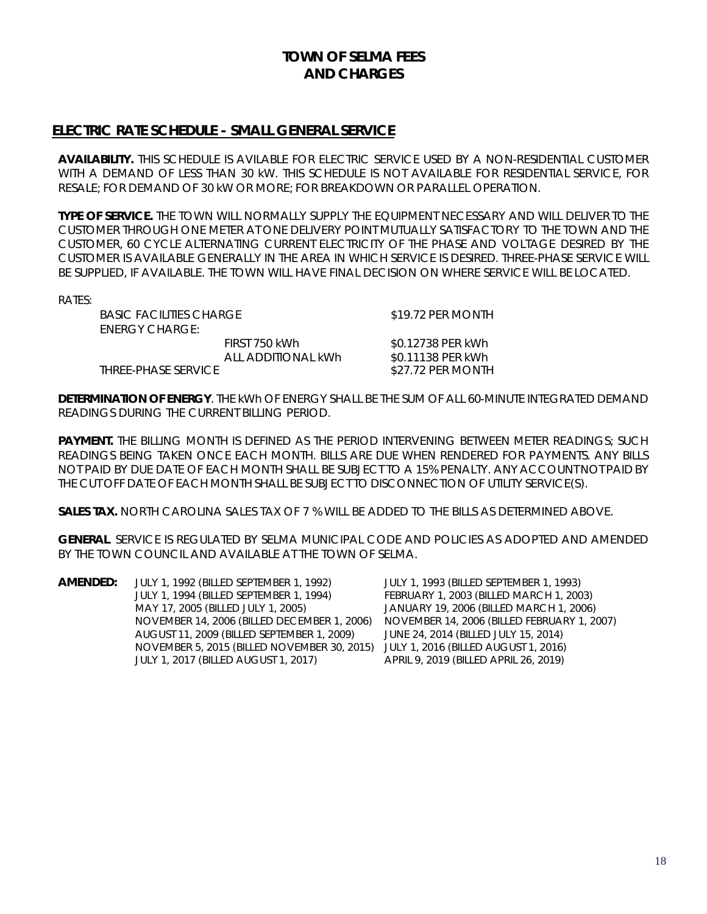# TOWN OF SELMA FEES AND CHARGES

## ELECTRIC RATE SCHEDULE - SMALL GENERAL SERVICE

**AVAILABILITY.** THIS SCHEDULE IS AVILABLE FOR ELECTRIC SERVICE USED BY A NON-RESIDENTIAL CUSTOMER WITH A DEMAND OF LESS THAN 30 kW. THIS SCHEDULE IS NOT AVAILABLE FOR RESIDENTIAL SERVICE, FOR RESALE; FOR DEMAND OF 30 kW OR MORE; FOR BREAKDOWN OR PARALLEL OPERATION.

**TYPE OF SERVICE.** THE TOWN WILL NORMALLY SUPPLY THE EQUIPMENT NECESSARY AND WILL DELIVER TO THE CUSTOMER THROUGH ONE METER AT ONE DELIVERY POINT MUTUALLY SATISFACTORY TO THE TOWN AND THE CUSTOMER, 60 CYCLE ALTERNATING CURRENT ELECTRICITY OF THE PHASE AND VOLTAGE DESIRED BY THE CUSTOMER IS AVAILABLE GENERALLY IN THE AREA IN WHICH SERVICE IS DESIRED. THREE-PHASE SERVICE WILL BE SUPPLIED, IF AVAILABLE. THE TOWN WILL HAVE FINAL DECISION ON WHERE SERVICE WILL BE LOCATED.

RATES:

| | | |
|---|---|---|
| BASIC FACILITIES CHARGE | | $19.72 PER MONTH |
| ENERGY CHARGE: | | |
| | FIRST 750 kWh | $0.12738 PER kWh |
| | ALL ADDITIONAL kWh | $0.11138 PER kWh |
| THREE-PHASE SERVICE | | $27.72 PER MONTH |

**DETERMINATION OF ENERGY**. THE kWh OF ENERGY SHALL BE THE SUM OF ALL 60-MINUTE INTEGRATED DEMAND READINGS DURING THE CURRENT BILLING PERIOD.

**PAYMENT.** THE BILLING MONTH IS DEFINED AS THE PERIOD INTERVENING BETWEEN METER READINGS; SUCH READINGS BEING TAKEN ONCE EACH MONTH. BILLS ARE DUE WHEN RENDERED FOR PAYMENTS. ANY BILLS NOT PAID BY DUE DATE OF EACH MONTH SHALL BE SUBJECT TO A 15% PENALTY. ANY ACCOUNT NOT PAID BY THE CUTOFF DATE OF EACH MONTH SHALL BE SUBJECT TO DISCONNECTION OF UTILITY SERVICE(S).

**SALES TAX.** NORTH CAROLINA SALES TAX OF 7 % WILL BE ADDED TO THE BILLS AS DETERMINED ABOVE.

**GENERAL**. SERVICE IS REGULATED BY SELMA MUNICIPAL CODE AND POLICIES AS ADOPTED AND AMENDED BY THE TOWN COUNCIL AND AVAILABLE AT THE TOWN OF SELMA.

**AMENDED:**
JULY 1, 1992 (BILLED SEPTEMBER 1, 1992)
JULY 1, 1993 (BILLED SEPTEMBER 1, 1993)
JULY 1, 1994 (BILLED SEPTEMBER 1, 1994)
FEBRUARY 1, 2003 (BILLED MARCH 1, 2003)
MAY 17, 2005 (BILLED JULY 1, 2005)
JANUARY 19, 2006 (BILLED MARCH 1, 2006)
NOVEMBER 14, 2006 (BILLED DECEMBER 1, 2006)
NOVEMBER 14, 2006 (BILLED FEBRUARY 1, 2007)
AUGUST 11, 2009 (BILLED SEPTEMBER 1, 2009)
JUNE 24, 2014 (BILLED JULY 15, 2014)
NOVEMBER 5, 2015 (BILLED NOVEMBER 30, 2015)
JULY 1, 2016 (BILLED AUGUST 1, 2016)
JULY 1, 2017 (BILLED AUGUST 1, 2017)
APRIL 9, 2019 (BILLED APRIL 26, 2019)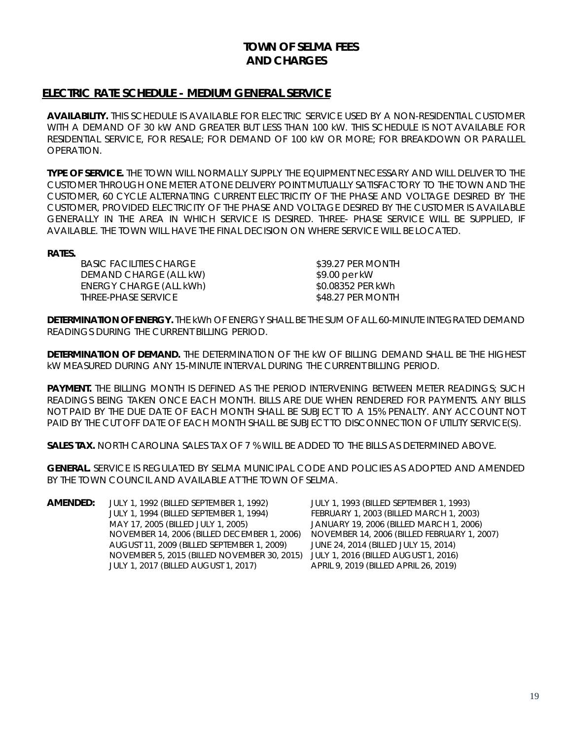# TOWN OF SELMA FEES AND CHARGES

## ELECTRIC RATE SCHEDULE - MEDIUM GENERAL SERVICE

**AVAILABILITY.** THIS SCHEDULE IS AVAILABLE FOR ELECTRIC SERVICE USED BY A NON-RESIDENTIAL CUSTOMER WITH A DEMAND OF 30 kW AND GREATER BUT LESS THAN 100 kW. THIS SCHEDULE IS NOT AVAILABLE FOR RESIDENTIAL SERVICE, FOR RESALE; FOR DEMAND OF 100 kW OR MORE; FOR BREAKDOWN OR PARALLEL OPERATION.

**TYPE OF SERVICE.** THE TOWN WILL NORMALLY SUPPLY THE EQUIPMENT NECESSARY AND WILL DELIVER TO THE CUSTOMER THROUGH ONE METER AT ONE DELIVERY POINT MUTUALLY SATISFACTORY TO THE TOWN AND THE CUSTOMER, 60 CYCLE ALTERNATING CURRENT ELECTRICITY OF THE PHASE AND VOLTAGE DESIRED BY THE CUSTOMER, PROVIDED ELECTRICITY OF THE PHASE AND VOLTAGE DESIRED BY THE CUSTOMER IS AVAILABLE GENERALLY IN THE AREA IN WHICH SERVICE IS DESIRED. THREE- PHASE SERVICE WILL BE SUPPLIED, IF AVAILABLE. THE TOWN WILL HAVE THE FINAL DECISION ON WHERE SERVICE WILL BE LOCATED.

**RATES.**

| | |
|---|---|
| BASIC FACILITIES CHARGE | $39.27 PER MONTH |
| DEMAND CHARGE (ALL kW) | $9.00 per kW |
| ENERGY CHARGE (ALL kWh) | $0.08352 PER kWh |
| THREE-PHASE SERVICE | $48.27 PER MONTH |

**DETERMINATION OF ENERGY.** THE kWh OF ENERGY SHALL BE THE SUM OF ALL 60-MINUTE INTEGRATED DEMAND READINGS DURING THE CURRENT BILLING PERIOD.

**DETERMINATION OF DEMAND.** THE DETERMINATION OF THE kW OF BILLING DEMAND SHALL BE THE HIGHEST kW MEASURED DURING ANY 15-MINUTE INTERVAL DURING THE CURRENT BILLING PERIOD.

**PAYMENT.** THE BILLING MONTH IS DEFINED AS THE PERIOD INTERVENING BETWEEN METER READINGS; SUCH READINGS BEING TAKEN ONCE EACH MONTH. BILLS ARE DUE WHEN RENDERED FOR PAYMENTS. ANY BILLS NOT PAID BY THE DUE DATE OF EACH MONTH SHALL BE SUBJECT TO A 15% PENALTY. ANY ACCOUNT NOT PAID BY THE CUT OFF DATE OF EACH MONTH SHALL BE SUBJECT TO DISCONNECTION OF UTILITY SERVICE(S).

**SALES TAX.** NORTH CAROLINA SALES TAX OF 7 % WILL BE ADDED TO THE BILLS AS DETERMINED ABOVE.

**GENERAL.** SERVICE IS REGULATED BY SELMA MUNICIPAL CODE AND POLICIES AS ADOPTED AND AMENDED BY THE TOWN COUNCIL AND AVAILABLE AT THE TOWN OF SELMA.

**AMENDED:**

JULY 1, 1992 (BILLED SEPTEMBER 1, 1992)
JULY 1, 1993 (BILLED SEPTEMBER 1, 1993)
JULY 1, 1994 (BILLED SEPTEMBER 1, 1994)
FEBRUARY 1, 2003 (BILLED MARCH 1, 2003)
MAY 17, 2005 (BILLED JULY 1, 2005)
JANUARY 19, 2006 (BILLED MARCH 1, 2006)
NOVEMBER 14, 2006 (BILLED DECEMBER 1, 2006)
NOVEMBER 14, 2006 (BILLED FEBRUARY 1, 2007)
AUGUST 11, 2009 (BILLED SEPTEMBER 1, 2009)
JUNE 24, 2014 (BILLED JULY 15, 2014)
NOVEMBER 5, 2015 (BILLED NOVEMBER 30, 2015)
JULY 1, 2016 (BILLED AUGUST 1, 2016)
JULY 1, 2017 (BILLED AUGUST 1, 2017)
APRIL 9, 2019 (BILLED APRIL 26, 2019)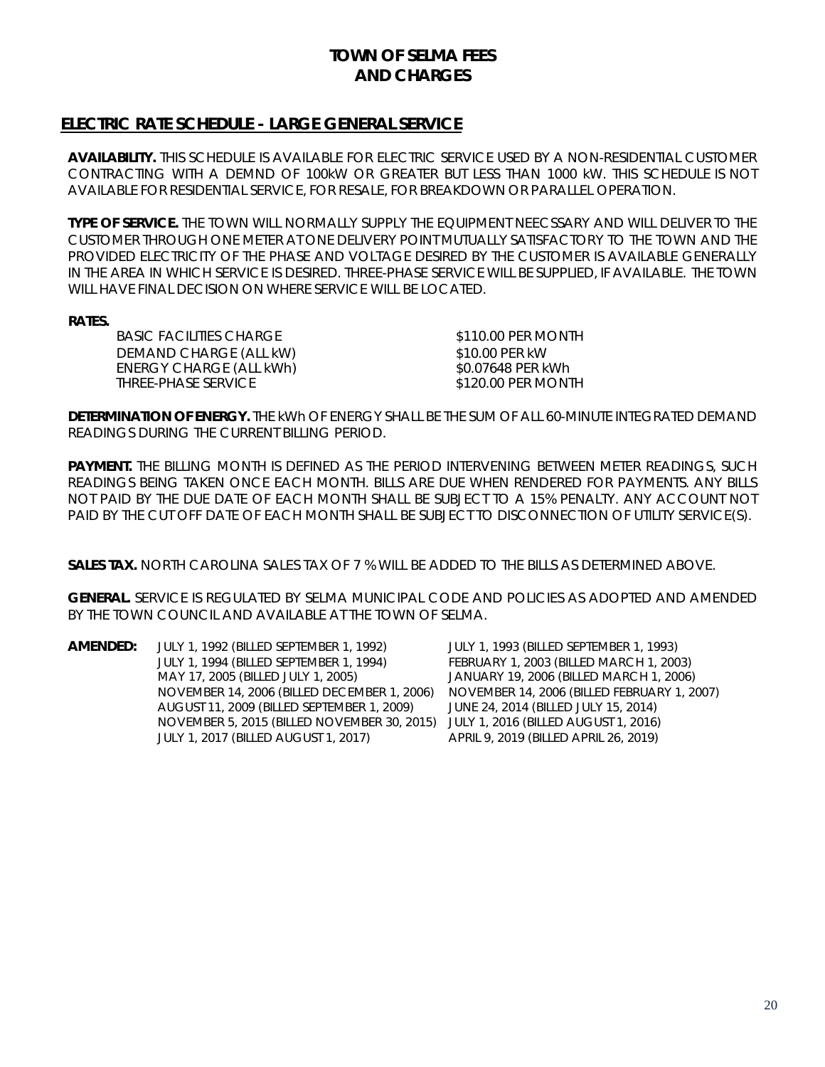# TOWN OF SELMA FEES AND CHARGES

## ELECTRIC RATE SCHEDULE - LARGE GENERAL SERVICE

**AVAILABILITY.** THIS SCHEDULE IS AVAILABLE FOR ELECTRIC SERVICE USED BY A NON-RESIDENTIAL CUSTOMER CONTRACTING WITH A DEMND OF 100kW OR GREATER BUT LESS THAN 1000 kW. THIS SCHEDULE IS NOT AVAILABLE FOR RESIDENTIAL SERVICE, FOR RESALE, FOR BREAKDOWN OR PARALLEL OPERATION.

**TYPE OF SERVICE.** THE TOWN WILL NORMALLY SUPPLY THE EQUIPMENT NEECSSARY AND WILL DELIVER TO THE CUSTOMER THROUGH ONE METER AT ONE DELIVERY POINT MUTUALLY SATISFACTORY TO THE TOWN AND THE PROVIDED ELECTRICITY OF THE PHASE AND VOLTAGE DESIRED BY THE CUSTOMER IS AVAILABLE GENERALLY IN THE AREA IN WHICH SERVICE IS DESIRED. THREE-PHASE SERVICE WILL BE SUPPLIED, IF AVAILABLE. THE TOWN WILL HAVE FINAL DECISION ON WHERE SERVICE WILL BE LOCATED.

**RATES.**

| | |
|---|---|
| BASIC FACILITIES CHARGE | $110.00 PER MONTH |
| DEMAND CHARGE (ALL kW) | $10.00 PER kW |
| ENERGY CHARGE (ALL kWh) | $0.07648 PER kWh |
| THREE-PHASE SERVICE | $120.00 PER MONTH |

**DETERMINATION OF ENERGY.** THE kWh OF ENERGY SHALL BE THE SUM OF ALL 60-MINUTE INTEGRATED DEMAND READINGS DURING THE CURRENT BILLING PERIOD.

**PAYMENT.** THE BILLING MONTH IS DEFINED AS THE PERIOD INTERVENING BETWEEN METER READINGS, SUCH READINGS BEING TAKEN ONCE EACH MONTH. BILLS ARE DUE WHEN RENDERED FOR PAYMENTS. ANY BILLS NOT PAID BY THE DUE DATE OF EACH MONTH SHALL BE SUBJECT TO A 15% PENALTY. ANY ACCOUNT NOT PAID BY THE CUT OFF DATE OF EACH MONTH SHALL BE SUBJECT TO DISCONNECTION OF UTILITY SERVICE(S).

**SALES TAX.** NORTH CAROLINA SALES TAX OF 7 % WILL BE ADDED TO THE BILLS AS DETERMINED ABOVE.

**GENERAL.** SERVICE IS REGULATED BY SELMA MUNICIPAL CODE AND POLICIES AS ADOPTED AND AMENDED BY THE TOWN COUNCIL AND AVAILABLE AT THE TOWN OF SELMA.

**AMENDED:**
JULY 1, 1992 (BILLED SEPTEMBER 1, 1992)
JULY 1, 1993 (BILLED SEPTEMBER 1, 1993)
JULY 1, 1994 (BILLED SEPTEMBER 1, 1994)
FEBRUARY 1, 2003 (BILLED MARCH 1, 2003)
MAY 17, 2005 (BILLED JULY 1, 2005)
JANUARY 19, 2006 (BILLED MARCH 1, 2006)
NOVEMBER 14, 2006 (BILLED DECEMBER 1, 2006)
NOVEMBER 14, 2006 (BILLED FEBRUARY 1, 2007)
AUGUST 11, 2009 (BILLED SEPTEMBER 1, 2009)
JUNE 24, 2014 (BILLED JULY 15, 2014)
NOVEMBER 5, 2015 (BILLED NOVEMBER 30, 2015)
JULY 1, 2016 (BILLED AUGUST 1, 2016)
JULY 1, 2017 (BILLED AUGUST 1, 2017)
APRIL 9, 2019 (BILLED APRIL 26, 2019)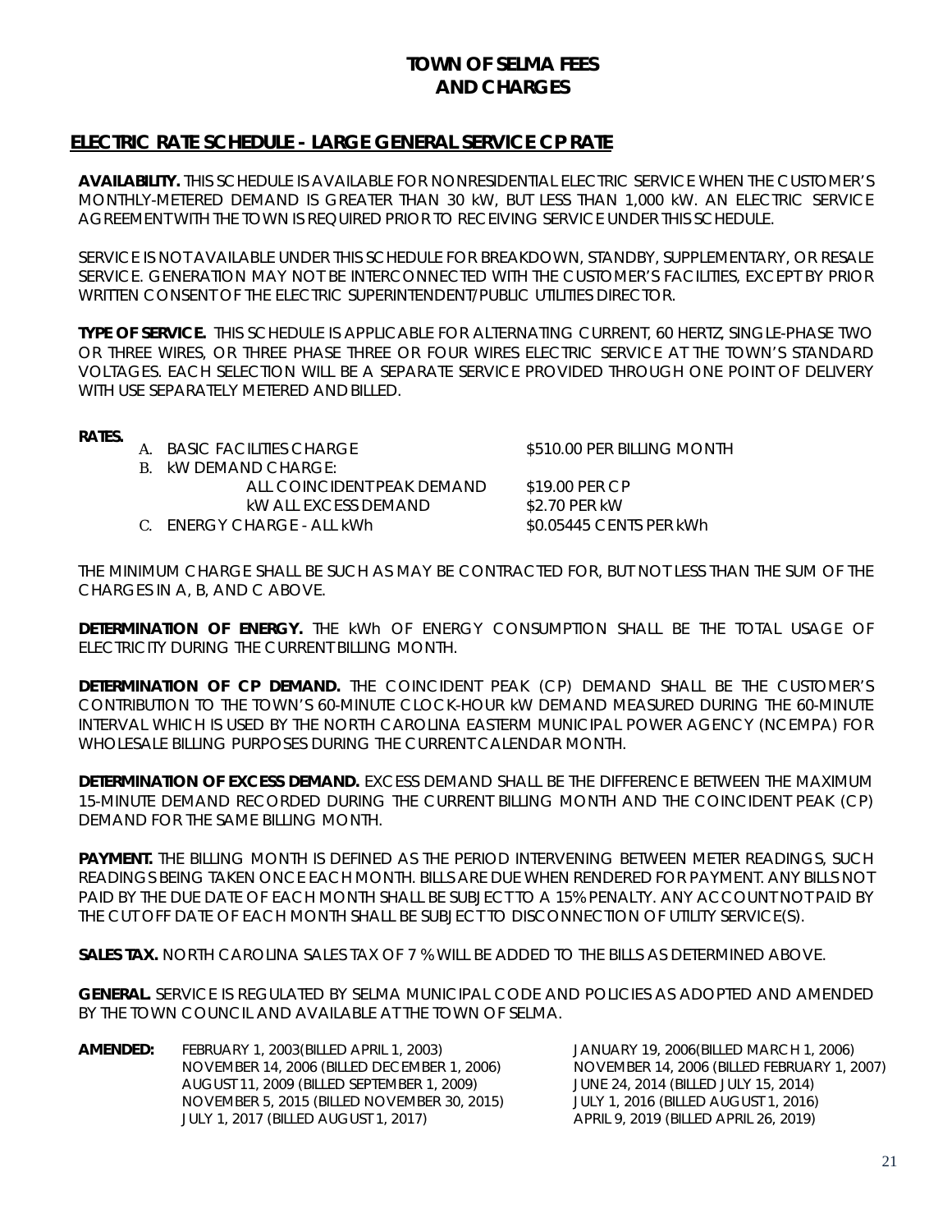# TOWN OF SELMA FEES AND CHARGES

## ELECTRIC RATE SCHEDULE - LARGE GENERAL SERVICE CP RATE

**AVAILABILITY.** THIS SCHEDULE IS AVAILABLE FOR NONRESIDENTIAL ELECTRIC SERVICE WHEN THE CUSTOMER'S MONTHLY-METERED DEMAND IS GREATER THAN 30 kW, BUT LESS THAN 1,000 kW. AN ELECTRIC SERVICE AGREEMENT WITH THE TOWN IS REQUIRED PRIOR TO RECEIVING SERVICE UNDER THIS SCHEDULE.

SERVICE IS NOT AVAILABLE UNDER THIS SCHEDULE FOR BREAKDOWN, STANDBY, SUPPLEMENTARY, OR RESALE SERVICE. GENERATION MAY NOT BE INTERCONNECTED WITH THE CUSTOMER'S FACILITIES, EXCEPT BY PRIOR WRITTEN CONSENT OF THE ELECTRIC SUPERINTENDENT/PUBLIC UTILITIES DIRECTOR.

**TYPE OF SERVICE.** THIS SCHEDULE IS APPLICABLE FOR ALTERNATING CURRENT, 60 HERTZ, SINGLE-PHASE TWO OR THREE WIRES, OR THREE PHASE THREE OR FOUR WIRES ELECTRIC SERVICE AT THE TOWN'S STANDARD VOLTAGES. EACH SELECTION WILL BE A SEPARATE SERVICE PROVIDED THROUGH ONE POINT OF DELIVERY WITH USE SEPARATELY METERED AND BILLED.

**RATES.**

| | |
|---|---|
| A. BASIC FACILITIES CHARGE | \$510.00 PER BILLING MONTH |
| B. kW DEMAND CHARGE: | |
| ALL COINCIDENT PEAK DEMAND | \$19.00 PER CP |
| kW ALL EXCESS DEMAND | \$2.70 PER kW |
| C. ENERGY CHARGE - ALL kWh | \$0.05445 CENTS PER kWh |

THE MINIMUM CHARGE SHALL BE SUCH AS MAY BE CONTRACTED FOR, BUT NOT LESS THAN THE SUM OF THE CHARGES IN A, B, AND C ABOVE.

**DETERMINATION OF ENERGY.** THE kWh OF ENERGY CONSUMPTION SHALL BE THE TOTAL USAGE OF ELECTRICITY DURING THE CURRENT BILLING MONTH.

**DETERMINATION OF CP DEMAND.** THE COINCIDENT PEAK (CP) DEMAND SHALL BE THE CUSTOMER'S CONTRIBUTION TO THE TOWN'S 60-MINUTE CLOCK-HOUR kW DEMAND MEASURED DURING THE 60-MINUTE INTERVAL WHICH IS USED BY THE NORTH CAROLINA EASTERM MUNICIPAL POWER AGENCY (NCEMPA) FOR WHOLESALE BILLING PURPOSES DURING THE CURRENT CALENDAR MONTH.

**DETERMINATION OF EXCESS DEMAND.** EXCESS DEMAND SHALL BE THE DIFFERENCE BETWEEN THE MAXIMUM 15-MINUTE DEMAND RECORDED DURING THE CURRENT BILLING MONTH AND THE COINCIDENT PEAK (CP) DEMAND FOR THE SAME BILLING MONTH.

**PAYMENT.** THE BILLING MONTH IS DEFINED AS THE PERIOD INTERVENING BETWEEN METER READINGS, SUCH READINGS BEING TAKEN ONCE EACH MONTH. BILLS ARE DUE WHEN RENDERED FOR PAYMENT. ANY BILLS NOT PAID BY THE DUE DATE OF EACH MONTH SHALL BE SUBJECT TO A 15% PENALTY. ANY ACCOUNT NOT PAID BY THE CUT OFF DATE OF EACH MONTH SHALL BE SUBJECT TO DISCONNECTION OF UTILITY SERVICE(S).

**SALES TAX.** NORTH CAROLINA SALES TAX OF 7 % WILL BE ADDED TO THE BILLS AS DETERMINED ABOVE.

**GENERAL.** SERVICE IS REGULATED BY SELMA MUNICIPAL CODE AND POLICIES AS ADOPTED AND AMENDED BY THE TOWN COUNCIL AND AVAILABLE AT THE TOWN OF SELMA.

**AMENDED:**

FEBRUARY 1, 2003(BILLED APRIL 1, 2003)
JANUARY 19, 2006(BILLED MARCH 1, 2006)
NOVEMBER 14, 2006 (BILLED DECEMBER 1, 2006)
NOVEMBER 14, 2006 (BILLED FEBRUARY 1, 2007)
AUGUST 11, 2009 (BILLED SEPTEMBER 1, 2009)
JUNE 24, 2014 (BILLED JULY 15, 2014)
NOVEMBER 5, 2015 (BILLED NOVEMBER 30, 2015)
JULY 1, 2016 (BILLED AUGUST 1, 2016)
JULY 1, 2017 (BILLED AUGUST 1, 2017)
APRIL 9, 2019 (BILLED APRIL 26, 2019)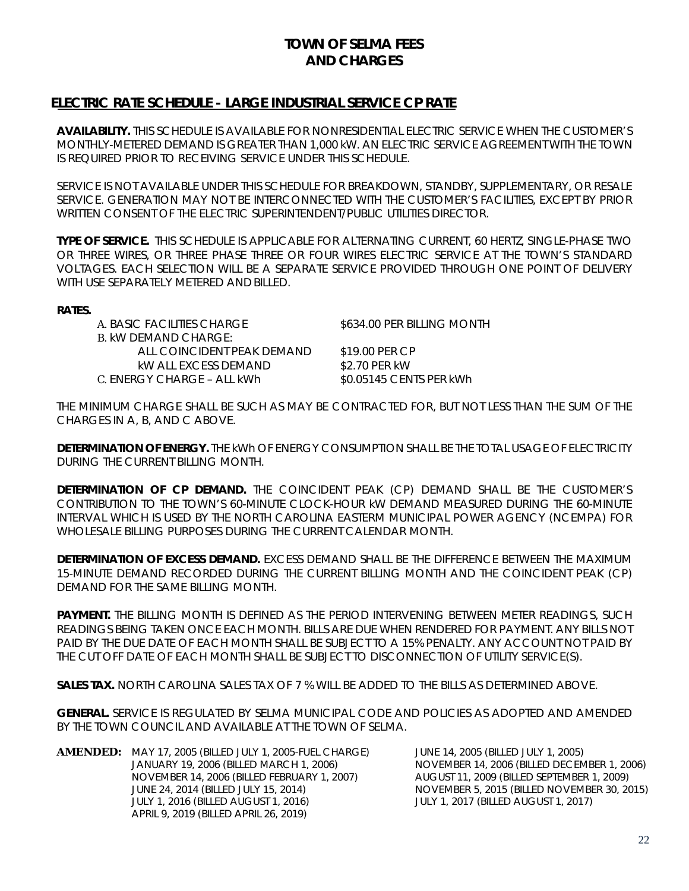# TOWN OF SELMA FEES AND CHARGES

## ELECTRIC RATE SCHEDULE - LARGE INDUSTRIAL SERVICE CP RATE

**AVAILABILITY.** THIS SCHEDULE IS AVAILABLE FOR NONRESIDENTIAL ELECTRIC SERVICE WHEN THE CUSTOMER'S MONTHLY-METERED DEMAND IS GREATER THAN 1,000 kW. AN ELECTRIC SERVICE AGREEMENT WITH THE TOWN IS REQUIRED PRIOR TO RECEIVING SERVICE UNDER THIS SCHEDULE.

SERVICE IS NOT AVAILABLE UNDER THIS SCHEDULE FOR BREAKDOWN, STANDBY, SUPPLEMENTARY, OR RESALE SERVICE. GENERATION MAY NOT BE INTERCONNECTED WITH THE CUSTOMER'S FACILITIES, EXCEPT BY PRIOR WRITTEN CONSENT OF THE ELECTRIC SUPERINTENDENT/PUBLIC UTILITIES DIRECTOR.

**TYPE OF SERVICE.** THIS SCHEDULE IS APPLICABLE FOR ALTERNATING CURRENT, 60 HERTZ, SINGLE-PHASE TWO OR THREE WIRES, OR THREE PHASE THREE OR FOUR WIRES ELECTRIC SERVICE AT THE TOWN'S STANDARD VOLTAGES. EACH SELECTION WILL BE A SEPARATE SERVICE PROVIDED THROUGH ONE POINT OF DELIVERY WITH USE SEPARATELY METERED AND BILLED.

**RATES.**

| | |
|---|---|
| A. BASIC FACILITIES CHARGE | $634.00 PER BILLING MONTH |
| B. kW DEMAND CHARGE: | |
| ALL COINCIDENT PEAK DEMAND | $19.00 PER CP |
| kW ALL EXCESS DEMAND | $2.70 PER kW |
| C. ENERGY CHARGE – ALL kWh | $0.05145 CENTS PER kWh |

THE MINIMUM CHARGE SHALL BE SUCH AS MAY BE CONTRACTED FOR, BUT NOT LESS THAN THE SUM OF THE CHARGES IN A, B, AND C ABOVE.

**DETERMINATION OF ENERGY.** THE kWh OF ENERGY CONSUMPTION SHALL BE THE TOTAL USAGE OF ELECTRICITY DURING THE CURRENT BILLING MONTH.

**DETERMINATION OF CP DEMAND.** THE COINCIDENT PEAK (CP) DEMAND SHALL BE THE CUSTOMER'S CONTRIBUTION TO THE TOWN'S 60-MINUTE CLOCK-HOUR kW DEMAND MEASURED DURING THE 60-MINUTE INTERVAL WHICH IS USED BY THE NORTH CAROLINA EASTERM MUNICIPAL POWER AGENCY (NCEMPA) FOR WHOLESALE BILLING PURPOSES DURING THE CURRENT CALENDAR MONTH.

**DETERMINATION OF EXCESS DEMAND.** EXCESS DEMAND SHALL BE THE DIFFERENCE BETWEEN THE MAXIMUM 15-MINUTE DEMAND RECORDED DURING THE CURRENT BILLING MONTH AND THE COINCIDENT PEAK (CP) DEMAND FOR THE SAME BILLING MONTH.

**PAYMENT.** THE BILLING MONTH IS DEFINED AS THE PERIOD INTERVENING BETWEEN METER READINGS, SUCH READINGS BEING TAKEN ONCE EACH MONTH. BILLS ARE DUE WHEN RENDERED FOR PAYMENT. ANY BILLS NOT PAID BY THE DUE DATE OF EACH MONTH SHALL BE SUBJECT TO A 15% PENALTY. ANY ACCOUNT NOT PAID BY THE CUT OFF DATE OF EACH MONTH SHALL BE SUBJECT TO DISCONNECTION OF UTILITY SERVICE(S).

**SALES TAX.** NORTH CAROLINA SALES TAX OF 7 % WILL BE ADDED TO THE BILLS AS DETERMINED ABOVE.

**GENERAL.** SERVICE IS REGULATED BY SELMA MUNICIPAL CODE AND POLICIES AS ADOPTED AND AMENDED BY THE TOWN COUNCIL AND AVAILABLE AT THE TOWN OF SELMA.

**AMENDED:** MAY 17, 2005 (BILLED JULY 1, 2005-FUEL CHARGE); JUNE 14, 2005 (BILLED JULY 1, 2005); JANUARY 19, 2006 (BILLED MARCH 1, 2006); NOVEMBER 14, 2006 (BILLED DECEMBER 1, 2006); NOVEMBER 14, 2006 (BILLED FEBRUARY 1, 2007); AUGUST 11, 2009 (BILLED SEPTEMBER 1, 2009); JUNE 24, 2014 (BILLED JULY 15, 2014); NOVEMBER 5, 2015 (BILLED NOVEMBER 30, 2015); JULY 1, 2016 (BILLED AUGUST 1, 2016); JULY 1, 2017 (BILLED AUGUST 1, 2017); APRIL 9, 2019 (BILLED APRIL 26, 2019)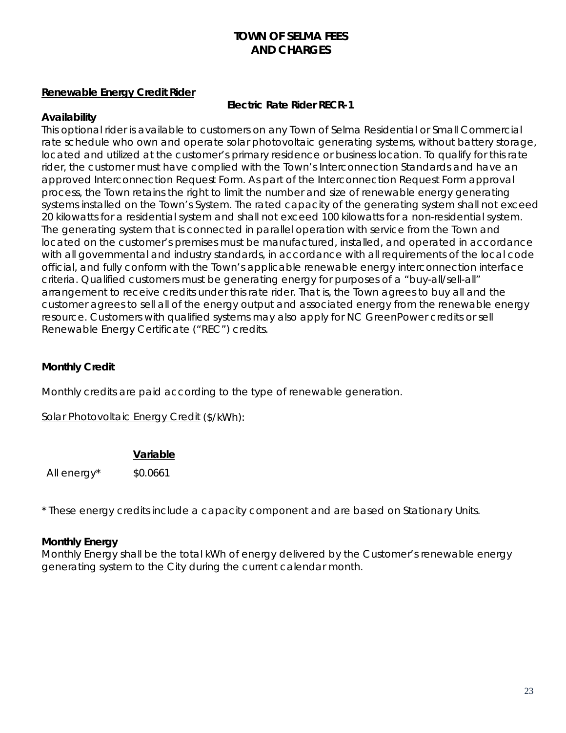# TOWN OF SELMA FEES AND CHARGES

## Renewable Energy Credit Rider

**Electric Rate Rider RECR-1**

**Availability**

This optional rider is available to customers on any Town of Selma Residential or Small Commercial rate schedule who own and operate solar photovoltaic generating systems, without battery storage, located and utilized at the customer's primary residence or business location. To qualify for this rate rider, the customer must have complied with the Town's Interconnection Standards and have an approved Interconnection Request Form. As part of the Interconnection Request Form approval process, the Town retains the right to limit the number and size of renewable energy generating systems installed on the Town's System. The rated capacity of the generating system shall not exceed 20 kilowatts for a residential system and shall not exceed 100 kilowatts for a non-residential system. The generating system that is connected in parallel operation with service from the Town and located on the customer's premises must be manufactured, installed, and operated in accordance with all governmental and industry standards, in accordance with all requirements of the local code official, and fully conform with the Town's applicable renewable energy interconnection interface criteria. Qualified customers must be generating energy for purposes of a "buy-all/sell-all" arrangement to receive credits under this rate rider. That is, the Town agrees to buy all and the customer agrees to sell all of the energy output and associated energy from the renewable energy resource. Customers with qualified systems may also apply for NC GreenPower credits or sell Renewable Energy Certificate ("REC") credits.

**Monthly Credit**

Monthly credits are paid according to the type of renewable generation.

Solar Photovoltaic Energy Credit ($/kWh):

| | Variable |
|---|---|
| All energy* | $0.0661 |

* These energy credits include a capacity component and are based on Stationary Units.

**Monthly Energy**

Monthly Energy shall be the total kWh of energy delivered by the Customer's renewable energy generating system to the City during the current calendar month.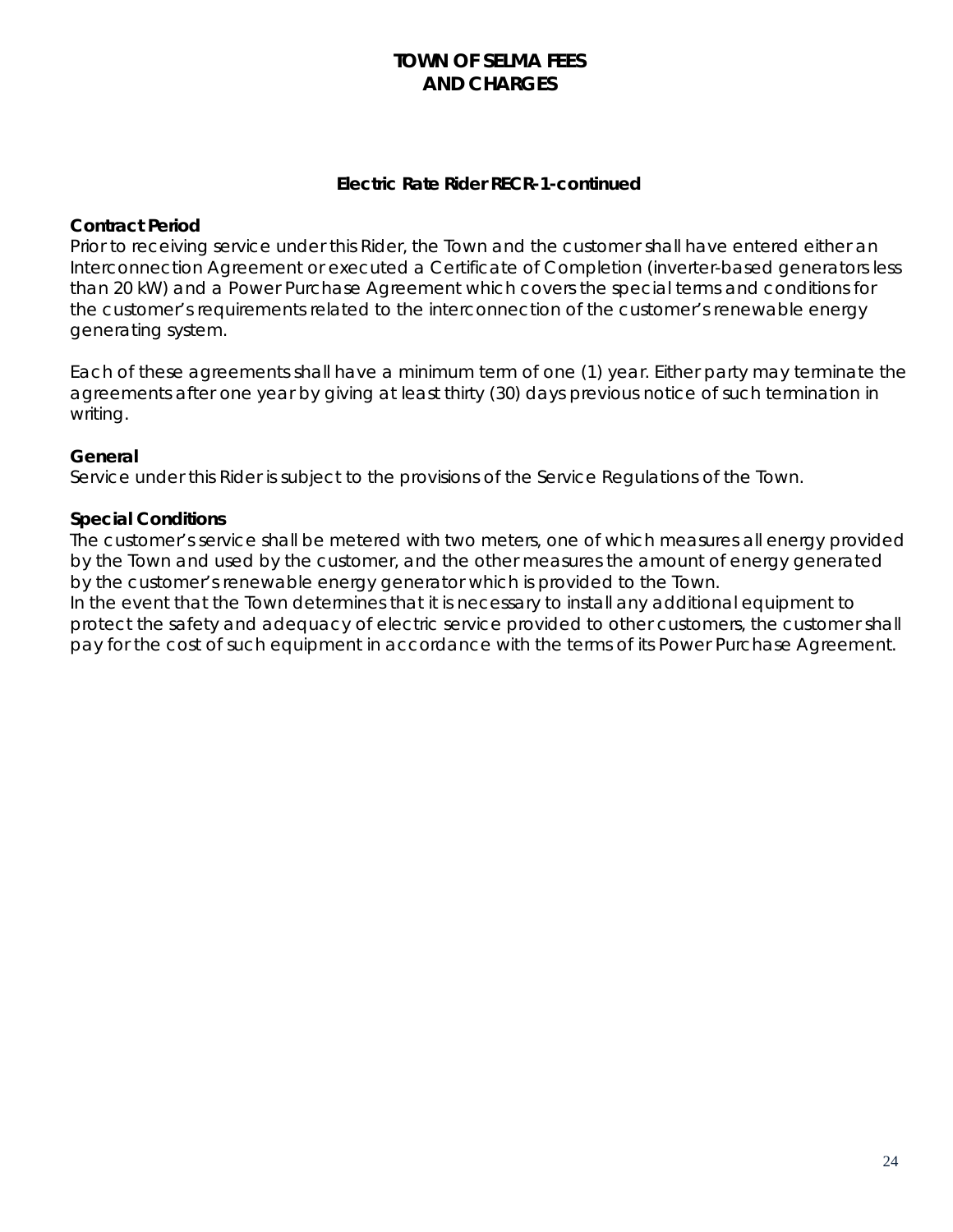# TOWN OF SELMA FEES AND CHARGES

## Electric Rate Rider RECR-1-continued

**Contract Period**

Prior to receiving service under this Rider, the Town and the customer shall have entered either an Interconnection Agreement or executed a Certificate of Completion (inverter-based generators less than 20 kW) and a Power Purchase Agreement which covers the special terms and conditions for the customer's requirements related to the interconnection of the customer's renewable energy generating system.

Each of these agreements shall have a minimum term of one (1) year. Either party may terminate the agreements after one year by giving at least thirty (30) days previous notice of such termination in writing.

**General**

Service under this Rider is subject to the provisions of the Service Regulations of the Town.

**Special Conditions**

The customer's service shall be metered with two meters, one of which measures all energy provided by the Town and used by the customer, and the other measures the amount of energy generated by the customer's renewable energy generator which is provided to the Town.
In the event that the Town determines that it is necessary to install any additional equipment to protect the safety and adequacy of electric service provided to other customers, the customer shall pay for the cost of such equipment in accordance with the terms of its Power Purchase Agreement.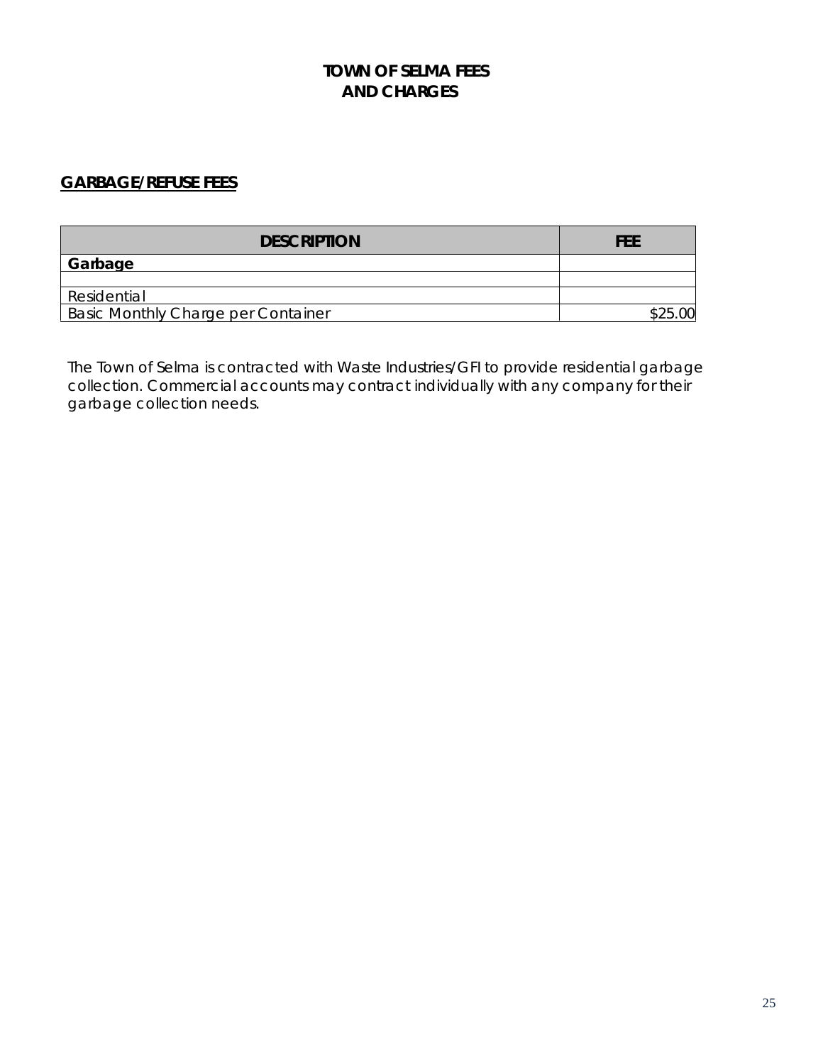# TOWN OF SELMA FEES AND CHARGES

## GARBAGE/REFUSE FEES

| DESCRIPTION | FEE |
| --- | --- |
| **Garbage** | |
| | |
| Residential | |
| Basic Monthly Charge per Container | $25.00 |

The Town of Selma is contracted with Waste Industries/GFI to provide residential garbage collection. Commercial accounts may contract individually with any company for their garbage collection needs.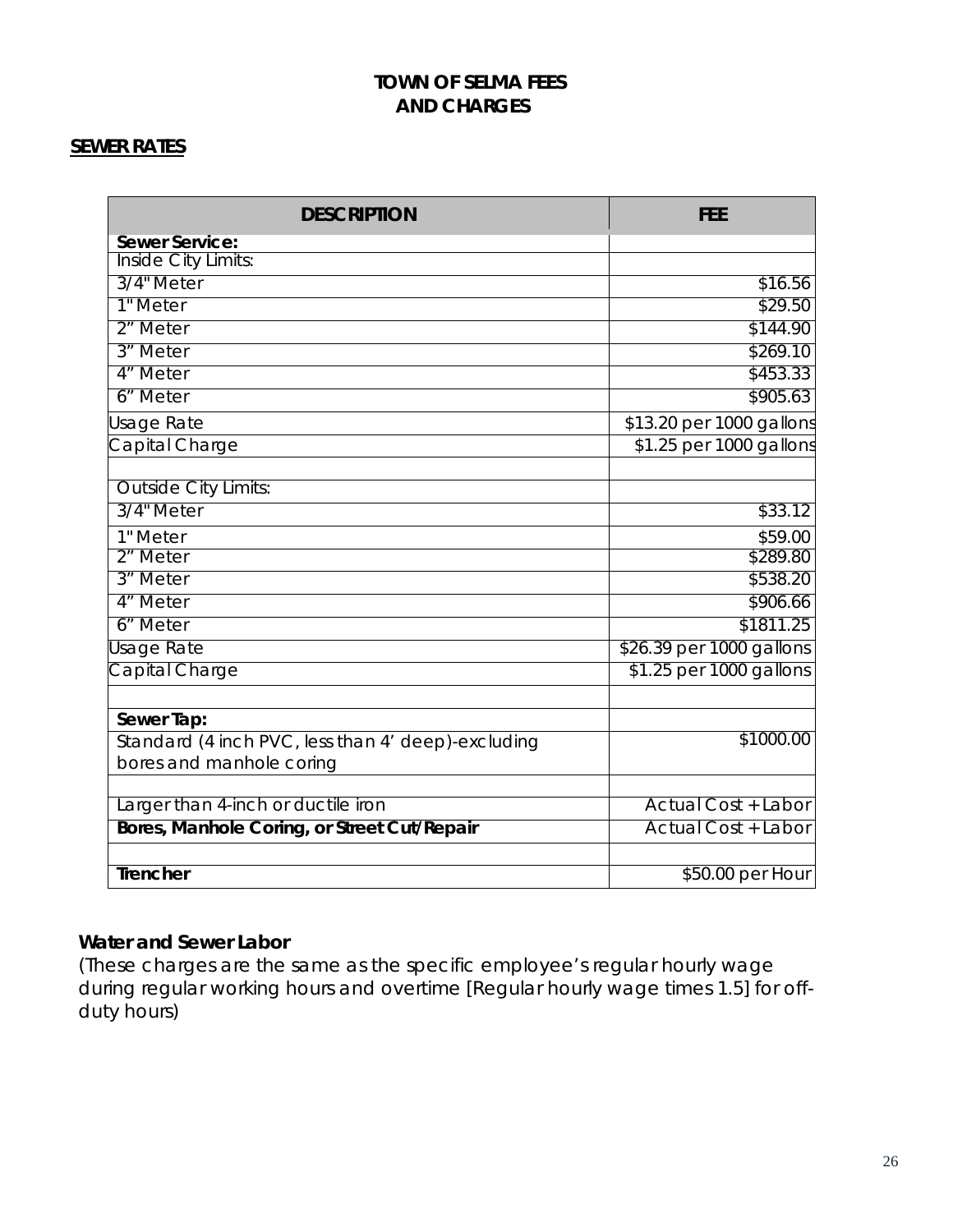# TOWN OF SELMA FEES AND CHARGES

## SEWER RATES

| DESCRIPTION | FEE |
|---|---|
| **Sewer Service:** | |
| Inside City Limits: | |
| 3/4" Meter | $16.56 |
| 1" Meter | $29.50 |
| 2" Meter | $144.90 |
| 3" Meter | $269.10 |
| 4" Meter | $453.33 |
| 6" Meter | $905.63 |
| Usage Rate | $13.20 per 1000 gallons |
| Capital Charge | $1.25 per 1000 gallons |
| | |
| Outside City Limits: | |
| 3/4" Meter | $33.12 |
| 1" Meter | $59.00 |
| 2" Meter | $289.80 |
| 3" Meter | $538.20 |
| 4" Meter | $906.66 |
| 6" Meter | $1811.25 |
| Usage Rate | $26.39 per 1000 gallons |
| Capital Charge | $1.25 per 1000 gallons |
| | |
| **Sewer Tap:** | |
| Standard (4 inch PVC, less than 4' deep)-excluding bores and manhole coring | $1000.00 |
| | |
| Larger than 4-inch or ductile iron | Actual Cost + Labor |
| **Bores, Manhole Coring, or Street Cut/Repair** | Actual Cost + Labor |
| | |
| **Trencher** | $50.00 per Hour |

**Water and Sewer Labor**

*(These charges are the same as the specific employee's regular hourly wage during regular working hours and overtime [Regular hourly wage times 1.5] for off-duty hours)*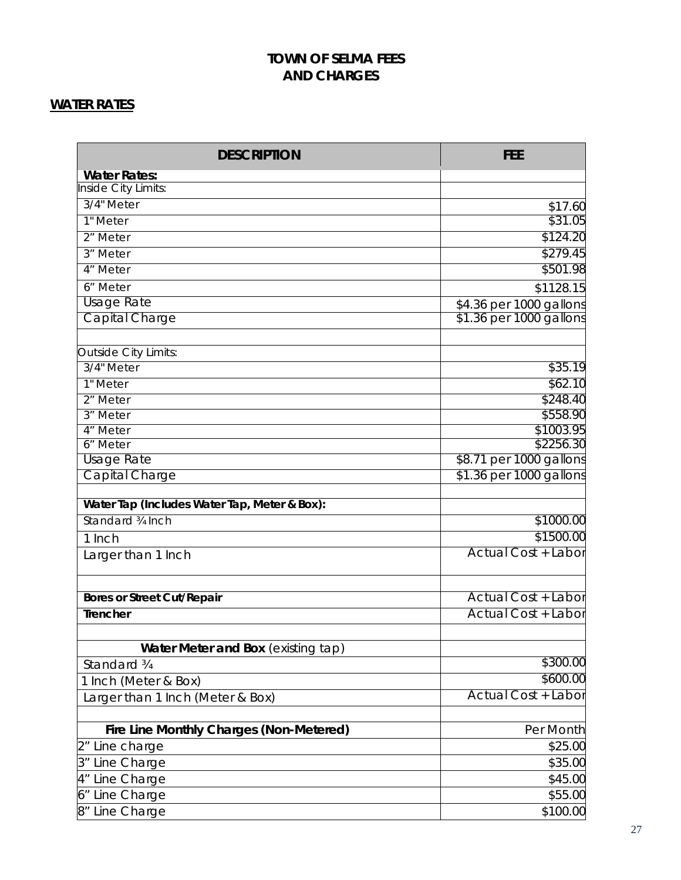# TOWN OF SELMA FEES AND CHARGES

## WATER RATES

| DESCRIPTION | FEE |
|---|---|
| **Water Rates:** | |
| Inside City Limits: | |
| 3/4" Meter | $17.60 |
| 1" Meter | $31.05 |
| 2" Meter | $124.20 |
| 3" Meter | $279.45 |
| 4" Meter | $501.98 |
| 6" Meter | $1128.15 |
| Usage Rate | $4.36 per 1000 gallons |
| Capital Charge | $1.36 per 1000 gallons |
| | |
| Outside City Limits: | |
| 3/4" Meter | $35.19 |
| 1" Meter | $62.10 |
| 2" Meter | $248.40 |
| 3" Meter | $558.90 |
| 4" Meter | $1003.95 |
| 6" Meter | $2256.30 |
| Usage Rate | $8.71 per 1000 gallons |
| Capital Charge | $1.36 per 1000 gallons |
| | |
| **Water Tap (Includes Water Tap, Meter & Box):** | |
| Standard ¾ Inch | $1000.00 |
| 1 Inch | $1500.00 |
| Larger than 1 Inch | Actual Cost + Labor |
| | |
| **Bores or Street Cut/Repair** | Actual Cost + Labor |
| **Trencher** | Actual Cost + Labor |
| | |
| **Water Meter and Box** (existing tap) | |
| Standard ¾ | $300.00 |
| 1 Inch (Meter & Box) | $600.00 |
| Larger than 1 Inch (Meter & Box) | Actual Cost + Labor |
| | |
| **Fire Line Monthly Charges (Non-Metered)** | Per Month |
| 2" Line charge | $25.00 |
| 3" Line Charge | $35.00 |
| 4" Line Charge | $45.00 |
| 6" Line Charge | $55.00 |
| 8" Line Charge | $100.00 |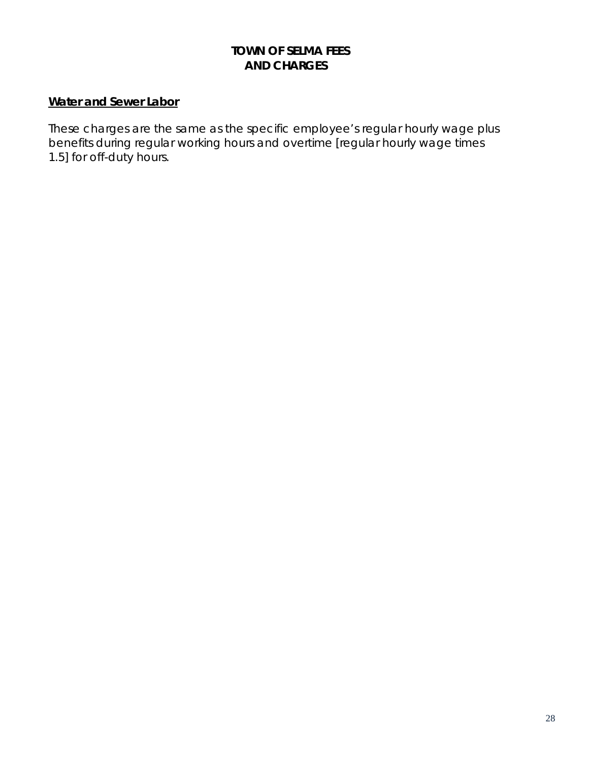# TOWN OF SELMA FEES AND CHARGES

**Water and Sewer Labor**

These charges are the same as the specific employee's regular hourly wage plus benefits during regular working hours and overtime [regular hourly wage times 1.5] for off-duty hours.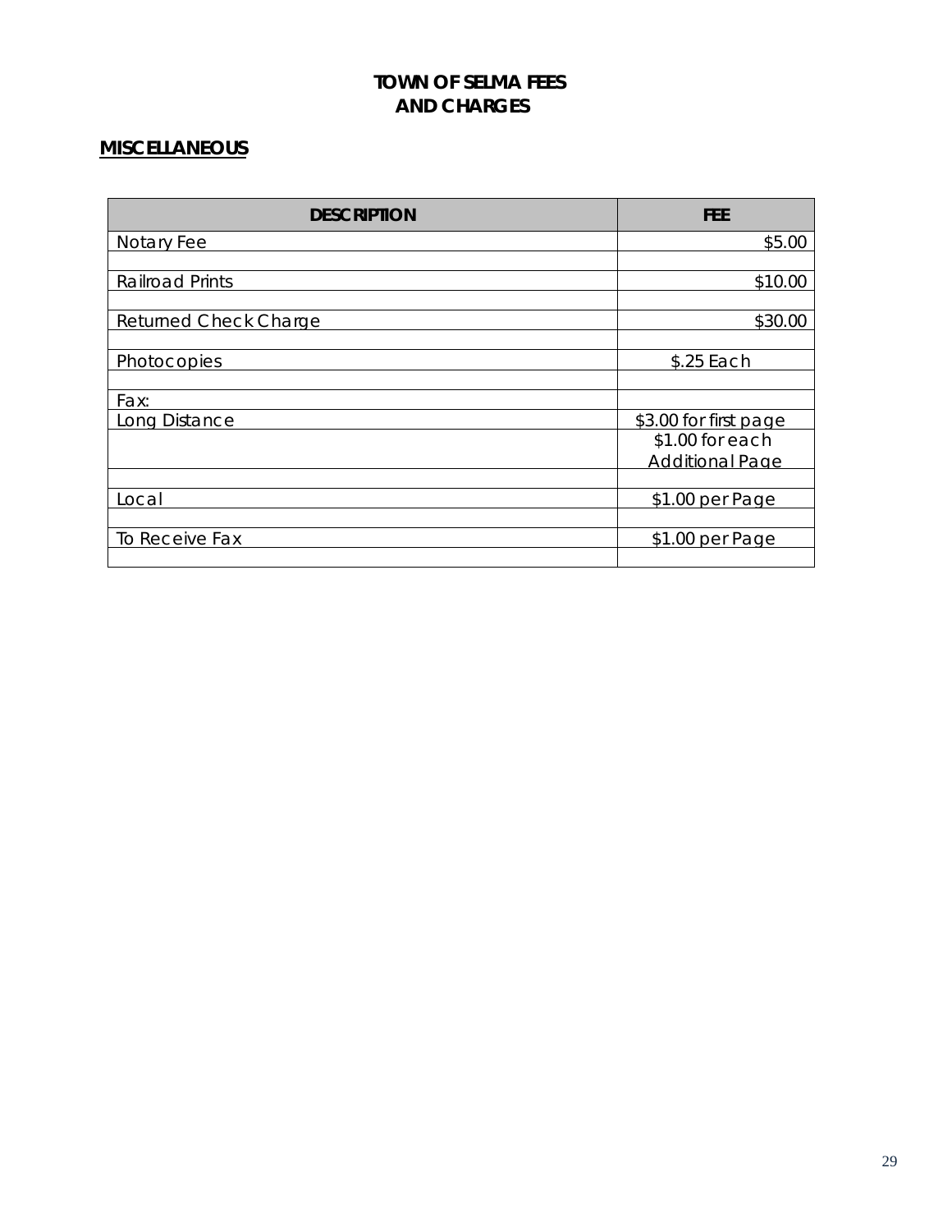# TOWN OF SELMA FEES AND CHARGES

## MISCELLANEOUS

| DESCRIPTION | FEE |
|---|---|
| Notary Fee | $5.00 |
| | |
| Railroad Prints | $10.00 |
| | |
| Returned Check Charge | $30.00 |
| | |
| Photocopies | $.25 Each |
| | |
| Fax: | |
| Long Distance | $3.00 for first page |
| | $1.00 for each Additional Page |
| | |
| Local | $1.00 per Page |
| | |
| To Receive Fax | $1.00 per Page |
| | |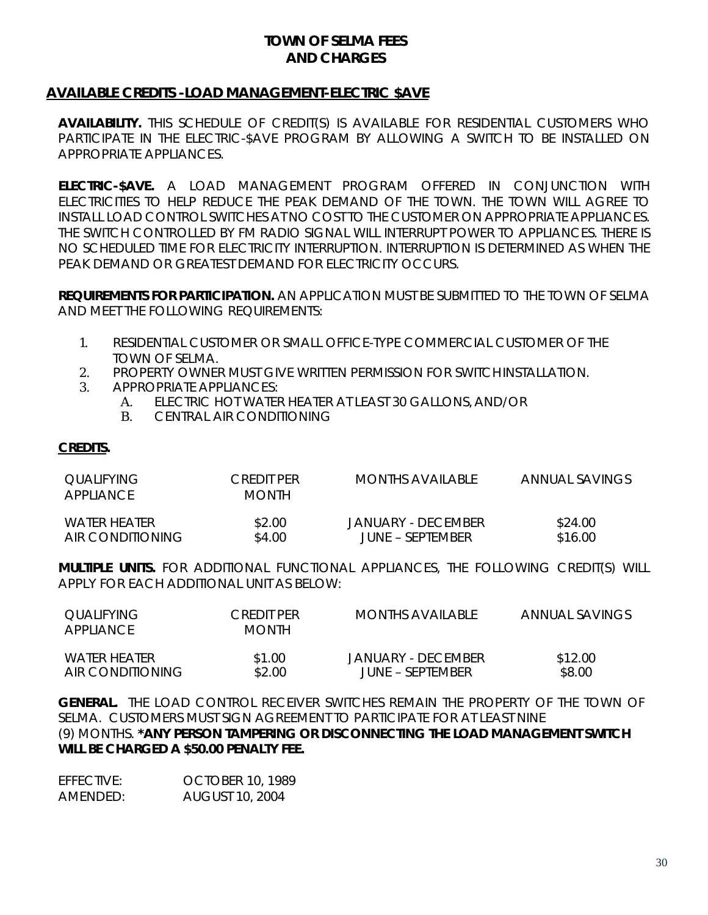# TOWN OF SELMA FEES AND CHARGES

## AVAILABLE CREDITS -LOAD MANAGEMENT-ELECTRIC $AVE

**AVAILABILITY.** THIS SCHEDULE OF CREDIT(S) IS AVAILABLE FOR RESIDENTIAL CUSTOMERS WHO PARTICIPATE IN THE ELECTRIC-$AVE PROGRAM BY ALLOWING A SWITCH TO BE INSTALLED ON APPROPRIATE APPLIANCES.

**ELECTRIC-$AVE.** A LOAD MANAGEMENT PROGRAM OFFERED IN CONJUNCTION WITH ELECTRICITIES TO HELP REDUCE THE PEAK DEMAND OF THE TOWN. THE TOWN WILL AGREE TO INSTALL LOAD CONTROL SWITCHES AT NO COST TO THE CUSTOMER ON APPROPRIATE APPLIANCES. THE SWITCH CONTROLLED BY FM RADIO SIGNAL WILL INTERRUPT POWER TO APPLIANCES. THERE IS NO SCHEDULED TIME FOR ELECTRICITY INTERRUPTION. INTERRUPTION IS DETERMINED AS WHEN THE PEAK DEMAND OR GREATEST DEMAND FOR ELECTRICITY OCCURS.

**REQUIREMENTS FOR PARTICIPATION.** AN APPLICATION MUST BE SUBMITTED TO THE TOWN OF SELMA AND MEET THE FOLLOWING REQUIREMENTS:

1. RESIDENTIAL CUSTOMER OR SMALL OFFICE-TYPE COMMERCIAL CUSTOMER OF THE TOWN OF SELMA.
2. PROPERTY OWNER MUST GIVE WRITTEN PERMISSION FOR SWITCH INSTALLATION.
3. APPROPRIATE APPLIANCES:
   A. ELECTRIC HOT WATER HEATER AT LEAST 30 GALLONS, AND/OR
   B. CENTRAL AIR CONDITIONING

**CREDITS.**

| QUALIFYING APPLIANCE | CREDIT PER MONTH | MONTHS AVAILABLE | ANNUAL SAVINGS |
|---|---|---|---|
| WATER HEATER | $2.00 | JANUARY - DECEMBER | $24.00 |
| AIR CONDITIONING | $4.00 | JUNE – SEPTEMBER | $16.00 |

**MULTIPLE UNITS.** FOR ADDITIONAL FUNCTIONAL APPLIANCES, THE FOLLOWING CREDIT(S) WILL APPLY FOR EACH ADDITIONAL UNIT AS BELOW:

| QUALIFYING APPLIANCE | CREDIT PER MONTH | MONTHS AVAILABLE | ANNUAL SAVINGS |
|---|---|---|---|
| WATER HEATER | $1.00 | JANUARY - DECEMBER | $12.00 |
| AIR CONDITIONING | $2.00 | JUNE – SEPTEMBER | $8.00 |

**GENERAL.** THE LOAD CONTROL RECEIVER SWITCHES REMAIN THE PROPERTY OF THE TOWN OF SELMA. CUSTOMERS MUST SIGN AGREEMENT TO PARTICIPATE FOR AT LEAST NINE (9) MONTHS. ***ANY PERSON TAMPERING OR DISCONNECTING THE LOAD MANAGEMENT SWITCH WILL BE CHARGED A $50.00 PENALTY FEE.**

EFFECTIVE: OCTOBER 10, 1989
AMENDED: AUGUST 10, 2004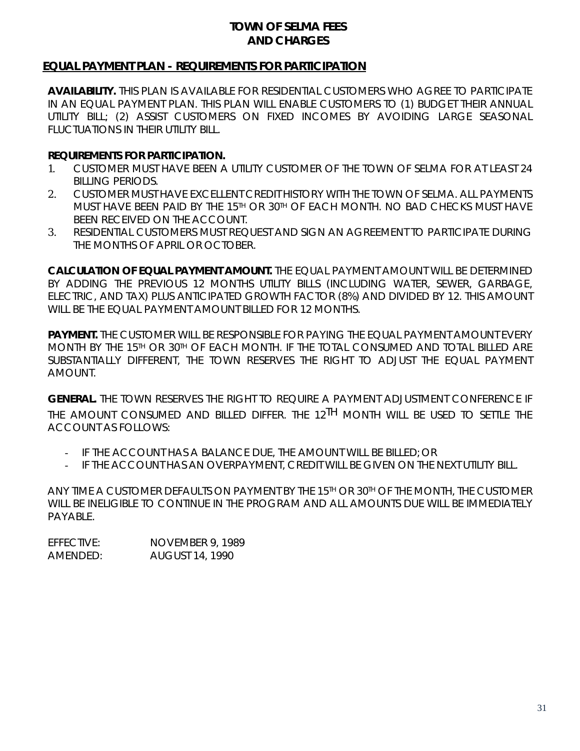# TOWN OF SELMA FEES AND CHARGES

## EQUAL PAYMENT PLAN - REQUIREMENTS FOR PARTICIPATION

**AVAILABILITY.** THIS PLAN IS AVAILABLE FOR RESIDENTIAL CUSTOMERS WHO AGREE TO PARTICIPATE IN AN EQUAL PAYMENT PLAN. THIS PLAN WILL ENABLE CUSTOMERS TO (1) BUDGET THEIR ANNUAL UTILITY BILL; (2) ASSIST CUSTOMERS ON FIXED INCOMES BY AVOIDING LARGE SEASONAL FLUCTUATIONS IN THEIR UTILITY BILL.

**REQUIREMENTS FOR PARTICIPATION.**

1. CUSTOMER MUST HAVE BEEN A UTILITY CUSTOMER OF THE TOWN OF SELMA FOR AT LEAST 24 BILLING PERIODS.
2. CUSTOMER MUST HAVE EXCELLENT CREDIT HISTORY WITH THE TOWN OF SELMA. ALL PAYMENTS MUST HAVE BEEN PAID BY THE 15TH OR 30TH OF EACH MONTH. NO BAD CHECKS MUST HAVE BEEN RECEIVED ON THE ACCOUNT.
3. RESIDENTIAL CUSTOMERS MUST REQUEST AND SIGN AN AGREEMENT TO PARTICIPATE DURING THE MONTHS OF APRIL OR OCTOBER.

**CALCULATION OF EQUAL PAYMENT AMOUNT.** THE EQUAL PAYMENT AMOUNT WILL BE DETERMINED BY ADDING THE PREVIOUS 12 MONTHS UTILITY BILLS (INCLUDING WATER, SEWER, GARBAGE, ELECTRIC, AND TAX) PLUS ANTICIPATED GROWTH FACTOR (8%) AND DIVIDED BY 12. THIS AMOUNT WILL BE THE EQUAL PAYMENT AMOUNT BILLED FOR 12 MONTHS.

**PAYMENT.** THE CUSTOMER WILL BE RESPONSIBLE FOR PAYING THE EQUAL PAYMENT AMOUNT EVERY MONTH BY THE 15TH OR 30TH OF EACH MONTH. IF THE TOTAL CONSUMED AND TOTAL BILLED ARE SUBSTANTIALLY DIFFERENT, THE TOWN RESERVES THE RIGHT TO ADJUST THE EQUAL PAYMENT AMOUNT.

**GENERAL.** THE TOWN RESERVES THE RIGHT TO REQUIRE A PAYMENT ADJUSTMENT CONFERENCE IF THE AMOUNT CONSUMED AND BILLED DIFFER. THE 12TH MONTH WILL BE USED TO SETTLE THE ACCOUNT AS FOLLOWS:

- IF THE ACCOUNT HAS A BALANCE DUE, THE AMOUNT WILL BE BILLED; OR
- IF THE ACCOUNT HAS AN OVERPAYMENT, CREDIT WILL BE GIVEN ON THE NEXT UTILITY BILL.

ANY TIME A CUSTOMER DEFAULTS ON PAYMENT BY THE 15TH OR 30TH OF THE MONTH, THE CUSTOMER WILL BE INELIGIBLE TO CONTINUE IN THE PROGRAM AND ALL AMOUNTS DUE WILL BE IMMEDIATELY PAYABLE.

EFFECTIVE: NOVEMBER 9, 1989
AMENDED: AUGUST 14, 1990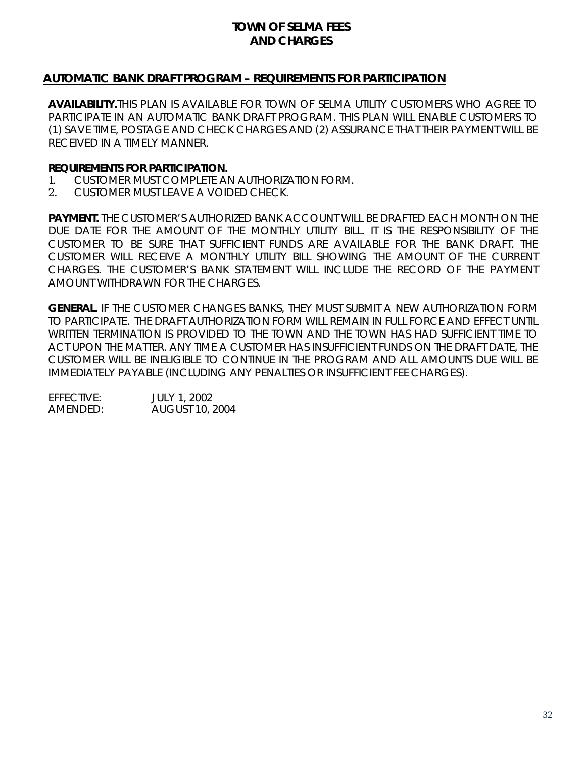# TOWN OF SELMA FEES AND CHARGES

## AUTOMATIC BANK DRAFT PROGRAM – REQUIREMENTS FOR PARTICIPATION

**AVAILABILITY.** THIS PLAN IS AVAILABLE FOR TOWN OF SELMA UTILITY CUSTOMERS WHO AGREE TO PARTICIPATE IN AN AUTOMATIC BANK DRAFT PROGRAM. THIS PLAN WILL ENABLE CUSTOMERS TO (1) SAVE TIME, POSTAGE AND CHECK CHARGES AND (2) ASSURANCE THAT THEIR PAYMENT WILL BE RECEIVED IN A TIMELY MANNER.

**REQUIREMENTS FOR PARTICIPATION.**

1. CUSTOMER MUST COMPLETE AN AUTHORIZATION FORM.
2. CUSTOMER MUST LEAVE A VOIDED CHECK.

**PAYMENT.** THE CUSTOMER'S AUTHORIZED BANK ACCOUNT WILL BE DRAFTED EACH MONTH ON THE DUE DATE FOR THE AMOUNT OF THE MONTHLY UTILITY BILL. IT IS THE RESPONSIBILITY OF THE CUSTOMER TO BE SURE THAT SUFFICIENT FUNDS ARE AVAILABLE FOR THE BANK DRAFT. THE CUSTOMER WILL RECEIVE A MONTHLY UTILITY BILL SHOWING THE AMOUNT OF THE CURRENT CHARGES. THE CUSTOMER'S BANK STATEMENT WILL INCLUDE THE RECORD OF THE PAYMENT AMOUNT WITHDRAWN FOR THE CHARGES.

**GENERAL.** IF THE CUSTOMER CHANGES BANKS, THEY MUST SUBMIT A NEW AUTHORIZATION FORM TO PARTICIPATE. THE DRAFT AUTHORIZATION FORM WILL REMAIN IN FULL FORCE AND EFFECT UNTIL WRITTEN TERMINATION IS PROVIDED TO THE TOWN AND THE TOWN HAS HAD SUFFICIENT TIME TO ACT UPON THE MATTER. ANY TIME A CUSTOMER HAS INSUFFICIENT FUNDS ON THE DRAFT DATE, THE CUSTOMER WILL BE INELIGIBLE TO CONTINUE IN THE PROGRAM AND ALL AMOUNTS DUE WILL BE IMMEDIATELY PAYABLE (INCLUDING ANY PENALTIES OR INSUFFICIENT FEE CHARGES).

EFFECTIVE: JULY 1, 2002
AMENDED: AUGUST 10, 2004